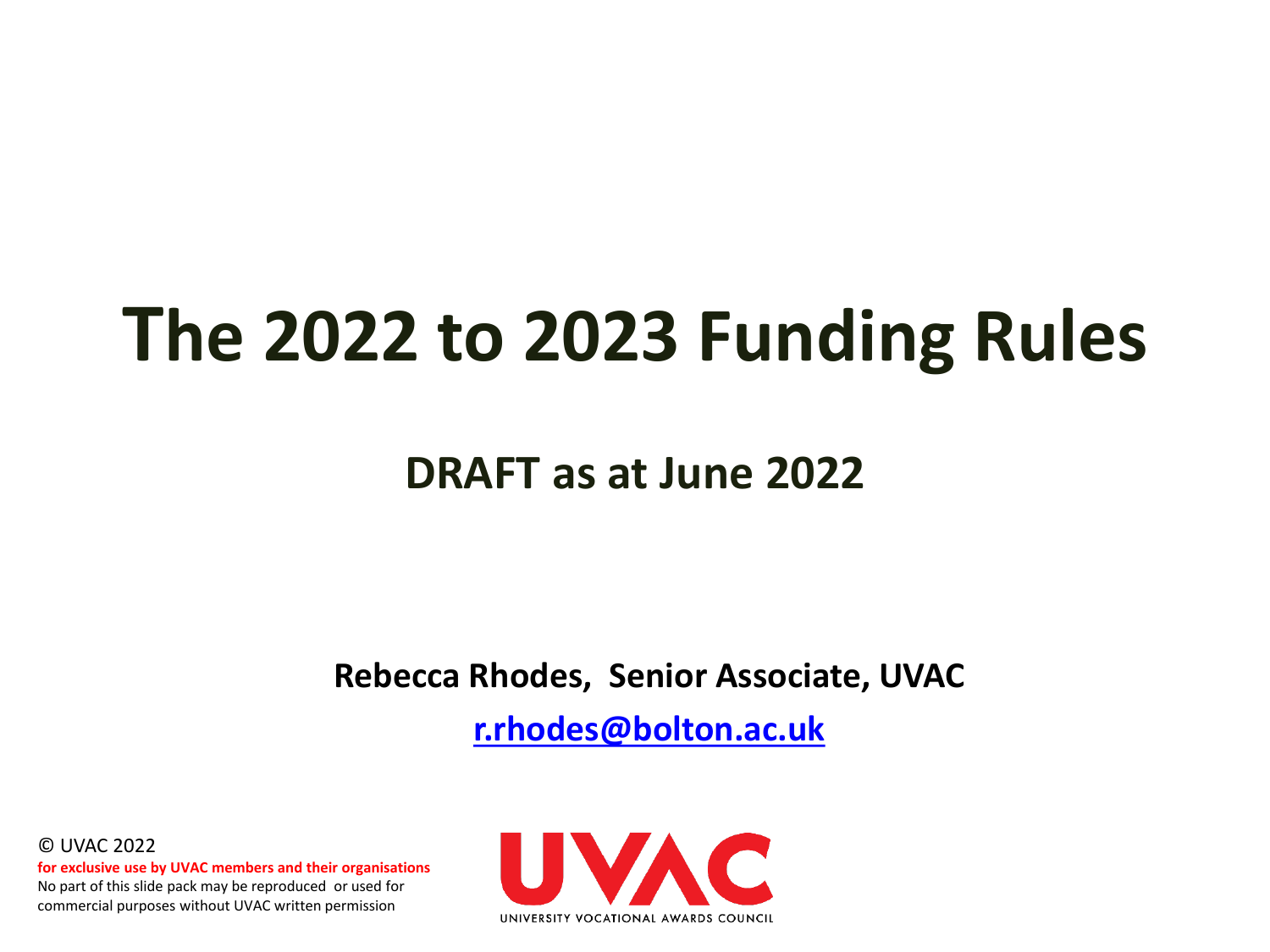# The 2022 to 2023 Funding Rules

## DRAFT as at June 2022

**Rebecca Rhodes, Senior Associate, UVAC**

**r.rhodes@bolton.ac.uk**

© UVAC 2022

**for exclusive use by UVAC members and their organisations**

No part of this slide pack may be reproduced or used for commercial purposes without UVAC written permission

UVAC

UNIVERSITY VOCATIONAL AWARDS COUNCIL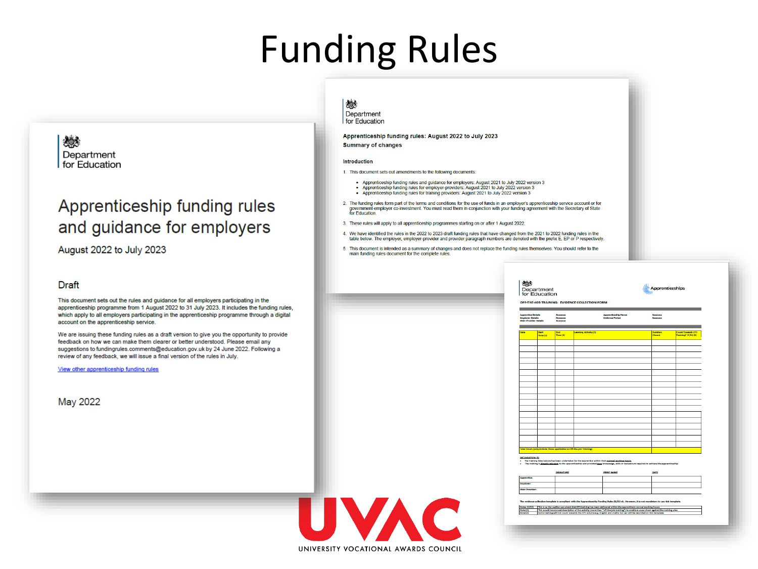# Funding Rules

Department for Education

## Apprenticeship funding rules and guidance for employers

August 2022 to July 2023

### Draft

This document sets out the rules and guidance for all employers participating in the apprenticeship programme from 1 August 2022 to 31 July 2023. It includes the funding rules, which apply to all employers participating in the apprenticeship programme through a digital account on the apprenticeship service.

We are issuing these funding rules as a draft version to give you the opportunity to provide feedback on how we can make them clearer or better understood. Please email any suggestions to fundingrules.comments@education.gov.uk by 24 June 2022. Following a review of any feedback, we will issue a final version of the rules in July.

View other apprenticeship funding rules

May 2022

Department for Education

**Apprenticeship funding rules: August 2022 to July 2023**

**Summary of changes**

**Introduction**

1. This document sets out amendments to the following documents:
   - Apprenticeship funding rules and guidance for employers: August 2021 to July 2022 version 3
   - Apprenticeship funding rules for employer-providers: August 2021 to July 2022 version 3
   - Apprenticeship funding rules for training providers: August 2021 to July 2022 version 3
2. The funding rules form part of the terms and conditions for the use of funds in an employer's apprenticeship service account or for government-employer co-investment. You must read them in conjunction with your funding agreement with the Secretary of State for Education.
3. These rules will apply to all apprenticeship programmes starting on or after 1 August 2022.
4. We have identified the rules in the 2022 to 2023 draft funding rules that have changed from the 2021 to 2022 funding rules in the table below. The employer, employer-provider and provider paragraph numbers are denoted with the prefix E, EP or P respectively.
5. This document is intended as a summary of changes and does not replace the funding rules themselves. You should refer to the main funding rules document for the complete rules.

Department for Education

Apprenticeships

OFF-THE-JOB TRAINING: EVIDENCE COLLECTION FORM

UVAC

UNIVERSITY VOCATIONAL AWARDS COUNCIL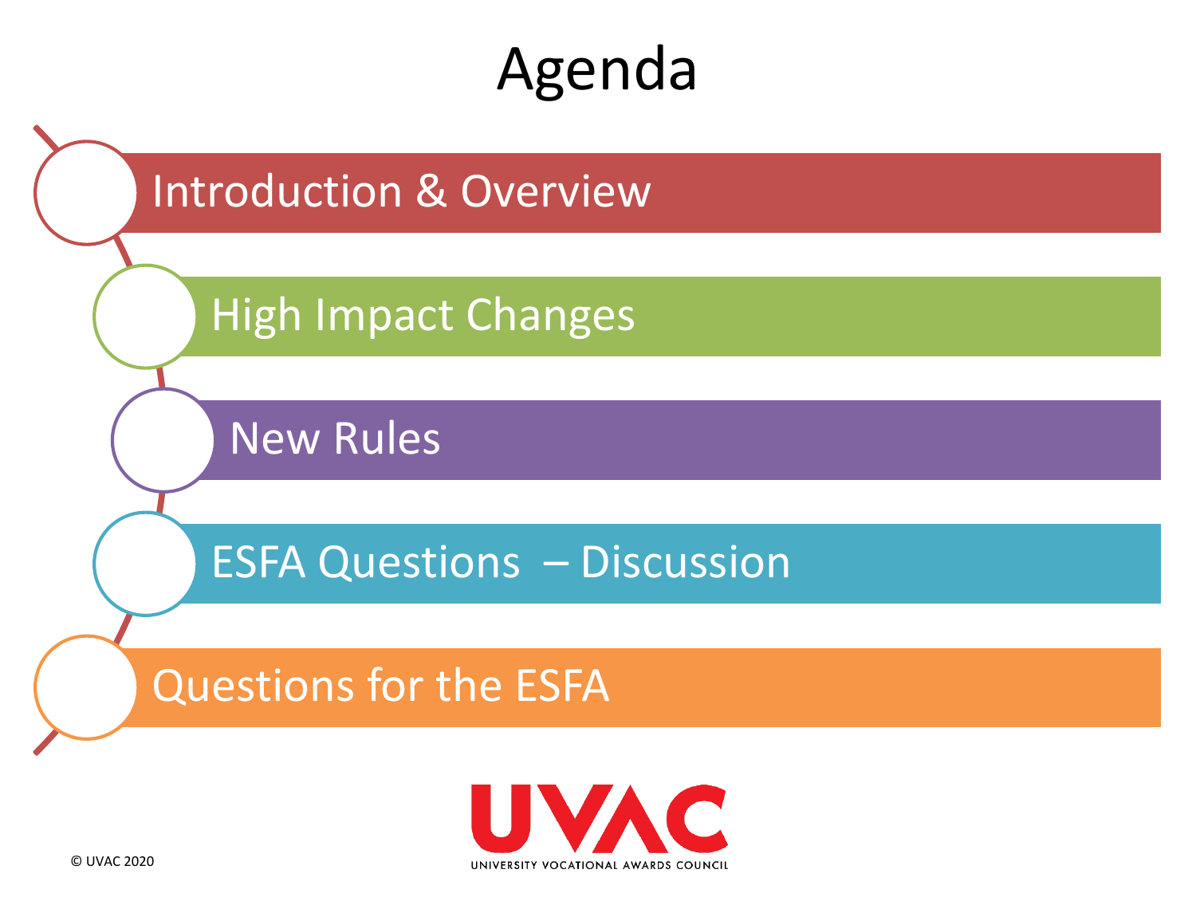# Agenda

- Introduction & Overview
- High Impact Changes
- New Rules
- ESFA Questions – Discussion
- Questions for the ESFA

UVAC
UNIVERSITY VOCATIONAL AWARDS COUNCIL

© UVAC 2020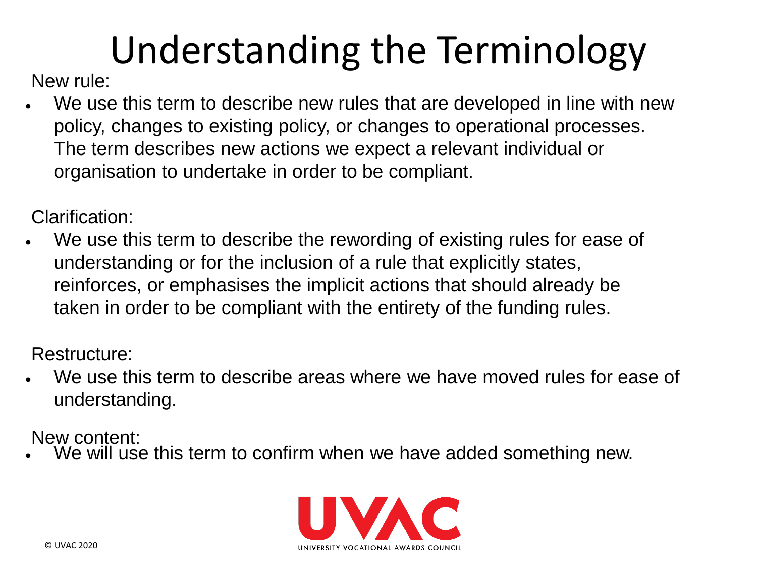# Understanding the Terminology

New rule:

- We use this term to describe new rules that are developed in line with new policy, changes to existing policy, or changes to operational processes. The term describes new actions we expect a relevant individual or organisation to undertake in order to be compliant.

Clarification:

- We use this term to describe the rewording of existing rules for ease of understanding or for the inclusion of a rule that explicitly states, reinforces, or emphasises the implicit actions that should already be taken in order to be compliant with the entirety of the funding rules.

Restructure:

- We use this term to describe areas where we have moved rules for ease of understanding.

New content:

- We will use this term to confirm when we have added something new.

© UVAC 2020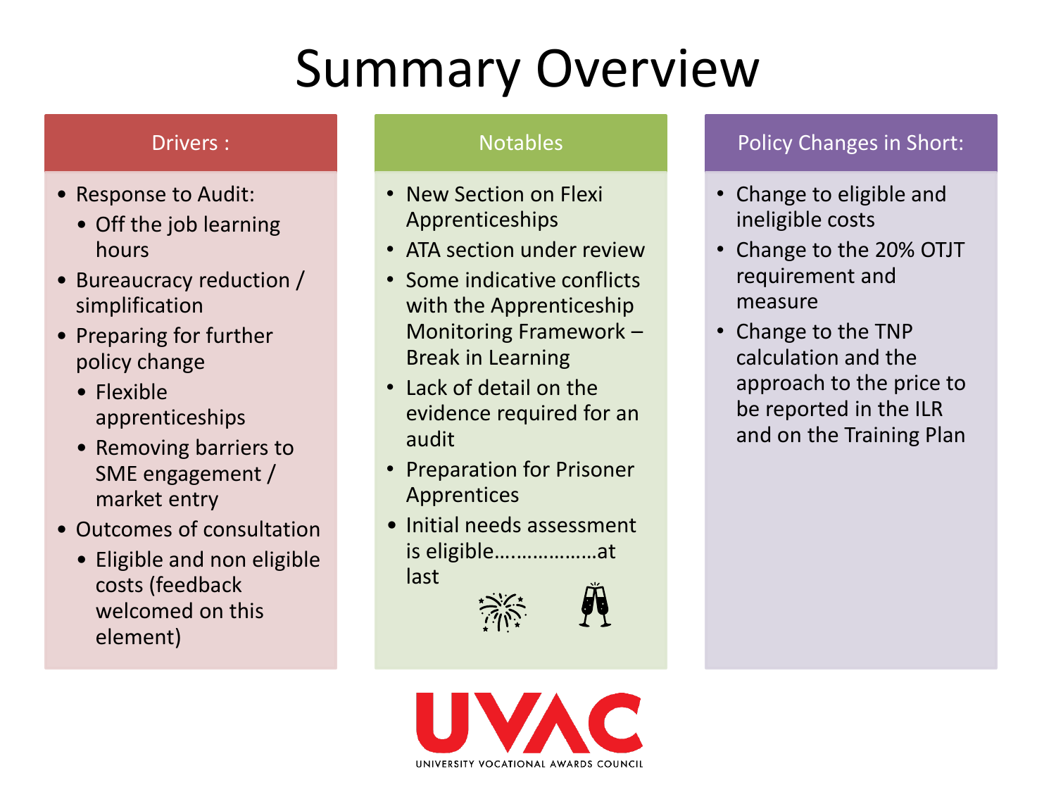# Summary Overview

## Drivers :

- Response to Audit:
  - Off the job learning hours
- Bureaucracy reduction / simplification
- Preparing for further policy change
  - Flexible apprenticeships
  - Removing barriers to SME engagement / market entry
- Outcomes of consultation
  - Eligible and non eligible costs (feedback welcomed on this element)

## Notables

- New Section on Flexi Apprenticeships
- ATA section under review
- Some indicative conflicts with the Apprenticeship Monitoring Framework – Break in Learning
- Lack of detail on the evidence required for an audit
- Preparation for Prisoner Apprentices
- Initial needs assessment is eligible………………at last

## Policy Changes in Short:

- Change to eligible and ineligible costs
- Change to the 20% OTJT requirement and measure
- Change to the TNP calculation and the approach to the price to be reported in the ILR and on the Training Plan

UVAC
UNIVERSITY VOCATIONAL AWARDS COUNCIL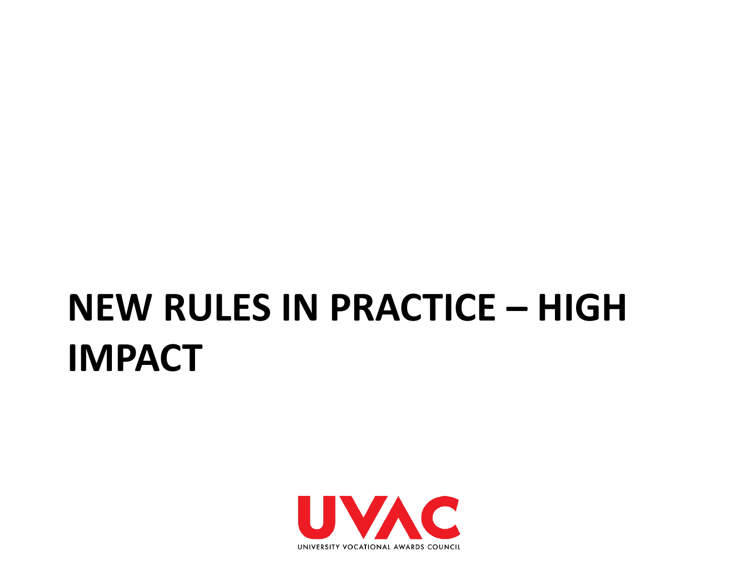# NEW RULES IN PRACTICE – HIGH IMPACT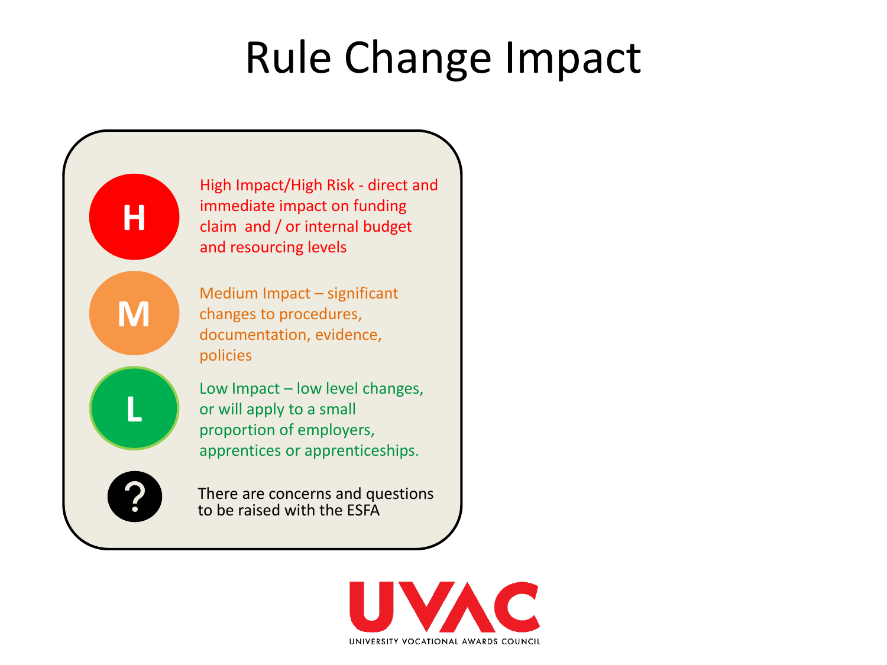# Rule Change Impact

**H** — High Impact/High Risk - direct and immediate impact on funding claim and / or internal budget and resourcing levels

**M** — Medium Impact – significant changes to procedures, documentation, evidence, policies

**L** — Low Impact – low level changes, or will apply to a small proportion of employers, apprentices or apprenticeships.

**?** — There are concerns and questions to be raised with the ESFA

UVAC

UNIVERSITY VOCATIONAL AWARDS COUNCIL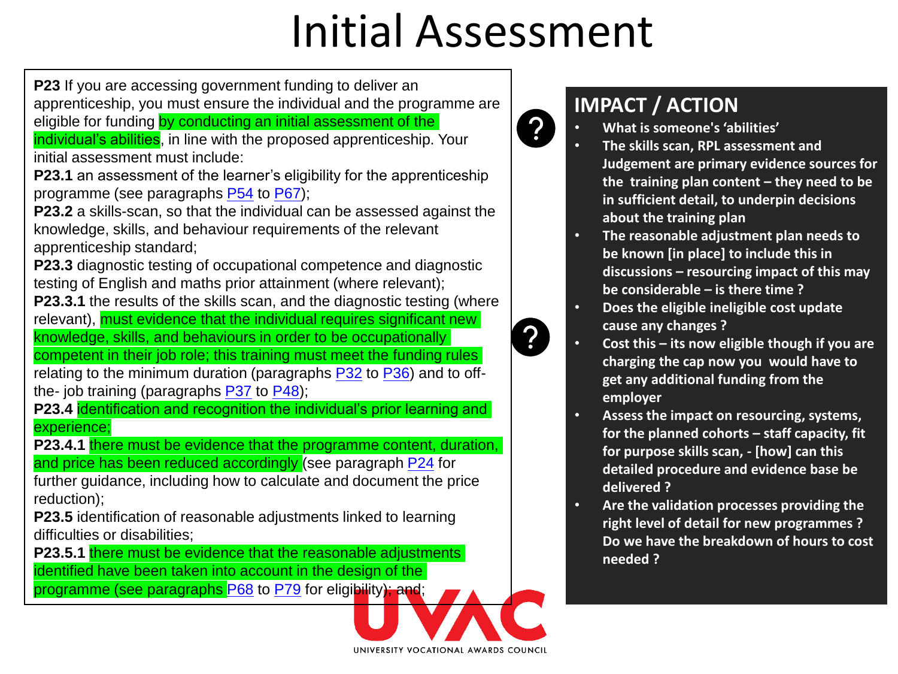# Initial Assessment

**P23** If you are accessing government funding to deliver an apprenticeship, you must ensure the individual and the programme are eligible for funding by conducting an initial assessment of the individual's abilities, in line with the proposed apprenticeship. Your initial assessment must include:

**P23.1** an assessment of the learner's eligibility for the apprenticeship programme (see paragraphs P54 to P67);

**P23.2** a skills-scan, so that the individual can be assessed against the knowledge, skills, and behaviour requirements of the relevant apprenticeship standard;

**P23.3** diagnostic testing of occupational competence and diagnostic testing of English and maths prior attainment (where relevant);

**P23.3.1** the results of the skills scan, and the diagnostic testing (where relevant), must evidence that the individual requires significant new knowledge, skills, and behaviours in order to be occupationally competent in their job role; this training must meet the funding rules relating to the minimum duration (paragraphs P32 to P36) and to off-the- job training (paragraphs P37 to P48);

**P23.4** identification and recognition the individual's prior learning and experience;

**P23.4.1** there must be evidence that the programme content, duration, and price has been reduced accordingly (see paragraph P24 for further guidance, including how to calculate and document the price reduction);

**P23.5** identification of reasonable adjustments linked to learning difficulties or disabilities;

**P23.5.1** there must be evidence that the reasonable adjustments identified have been taken into account in the design of the programme (see paragraphs P68 to P79 for eligibility); and;

## IMPACT / ACTION

- **What is someone's 'abilities'**
- **The skills scan, RPL assessment and Judgement are primary evidence sources for the training plan content – they need to be in sufficient detail, to underpin decisions about the training plan**
- **The reasonable adjustment plan needs to be known [in place] to include this in discussions – resourcing impact of this may be considerable – is there time ?**
- **Does the eligible ineligible cost update cause any changes ?**
- **Cost this – its now eligible though if you are charging the cap now you would have to get any additional funding from the employer**
- **Assess the impact on resourcing, systems, for the planned cohorts – staff capacity, fit for purpose skills scan, - [how] can this detailed procedure and evidence base be delivered ?**
- **Are the validation processes providing the right level of detail for new programmes ? Do we have the breakdown of hours to cost needed ?**

UVAC

UNIVERSITY VOCATIONAL AWARDS COUNCIL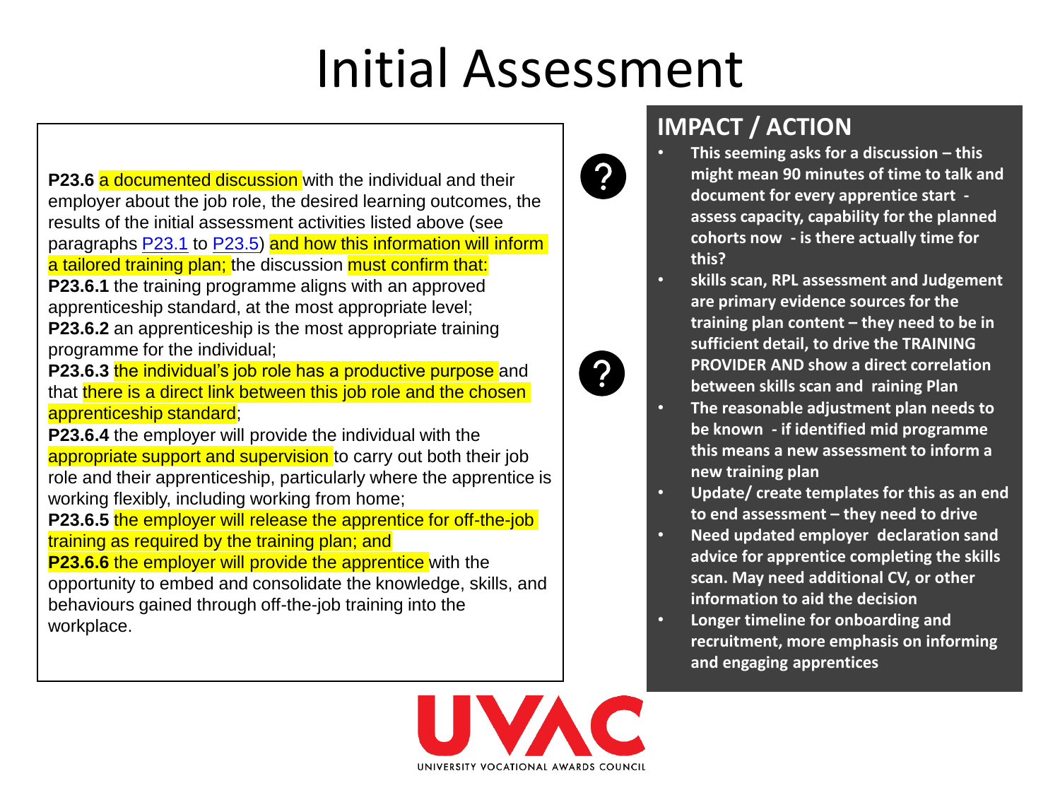# Initial Assessment

**P23.6** a documented discussion with the individual and their employer about the job role, the desired learning outcomes, the results of the initial assessment activities listed above (see paragraphs P23.1 to P23.5) and how this information will inform a tailored training plan; the discussion must confirm that:

**P23.6.1** the training programme aligns with an approved apprenticeship standard, at the most appropriate level;

**P23.6.2** an apprenticeship is the most appropriate training programme for the individual;

**P23.6.3** the individual's job role has a productive purpose and that there is a direct link between this job role and the chosen apprenticeship standard;

**P23.6.4** the employer will provide the individual with the appropriate support and supervision to carry out both their job role and their apprenticeship, particularly where the apprentice is working flexibly, including working from home;

**P23.6.5** the employer will release the apprentice for off-the-job training as required by the training plan; and

**P23.6.6** the employer will provide the apprentice with the opportunity to embed and consolidate the knowledge, skills, and behaviours gained through off-the-job training into the workplace.

## IMPACT / ACTION

- **This seeming asks for a discussion – this might mean 90 minutes of time to talk and document for every apprentice start - assess capacity, capability for the planned cohorts now - is there actually time for this?**
- **skills scan, RPL assessment and Judgement are primary evidence sources for the training plan content – they need to be in sufficient detail, to drive the TRAINING PROVIDER AND show a direct correlation between skills scan and raining Plan**
- **The reasonable adjustment plan needs to be known - if identified mid programme this means a new assessment to inform a new training plan**
- **Update/ create templates for this as an end to end assessment – they need to drive**
- **Need updated employer declaration sand advice for apprentice completing the skills scan. May need additional CV, or other information to aid the decision**
- **Longer timeline for onboarding and recruitment, more emphasis on informing and engaging apprentices**

UVAC
UNIVERSITY VOCATIONAL AWARDS COUNCIL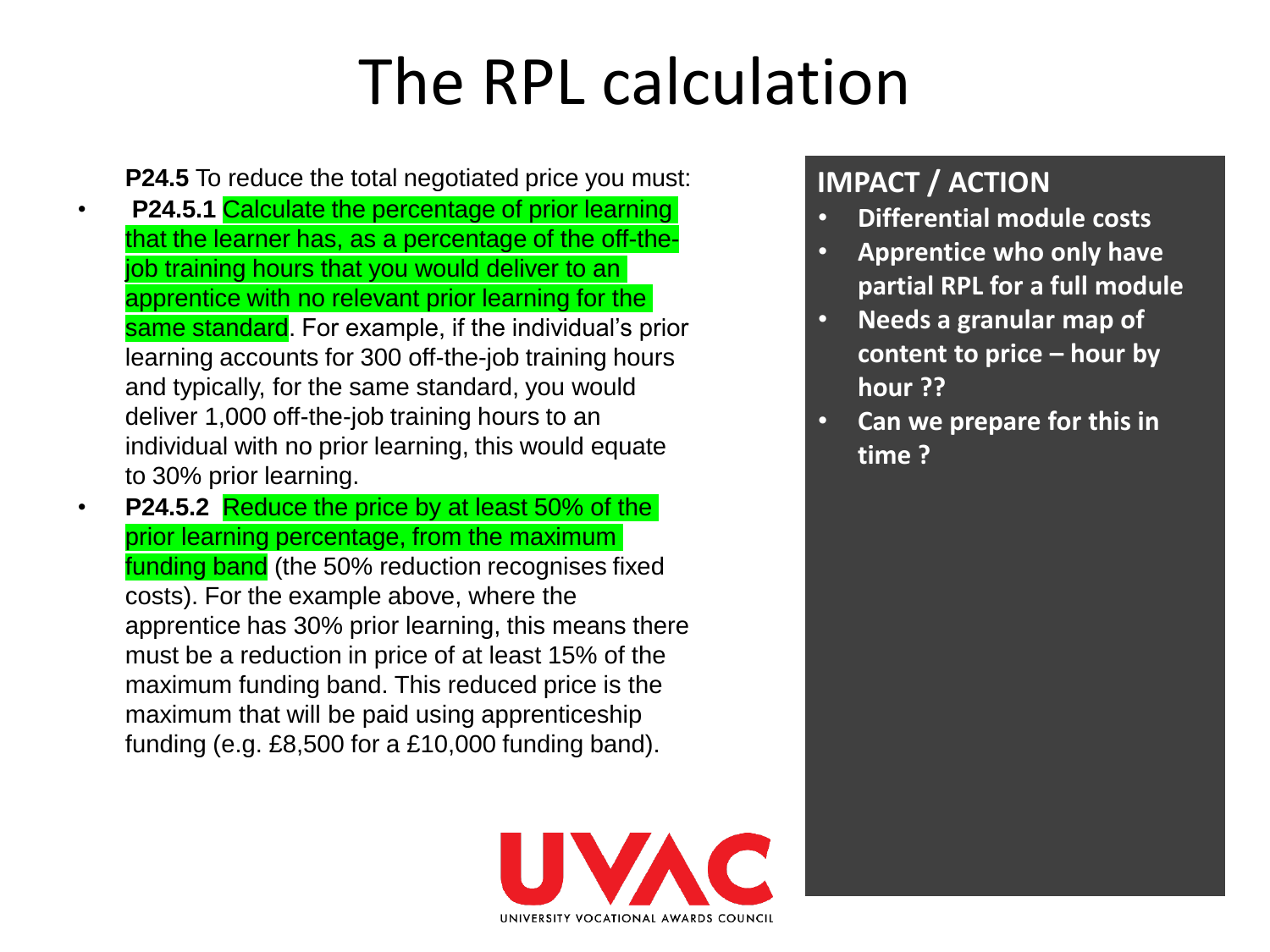# The RPL calculation

**P24.5** To reduce the total negotiated price you must:

- **P24.5.1** Calculate the percentage of prior learning that the learner has, as a percentage of the off-the-job training hours that you would deliver to an apprentice with no relevant prior learning for the same standard. For example, if the individual's prior learning accounts for 300 off-the-job training hours and typically, for the same standard, you would deliver 1,000 off-the-job training hours to an individual with no prior learning, this would equate to 30% prior learning.
- **P24.5.2** Reduce the price by at least 50% of the prior learning percentage, from the maximum funding band (the 50% reduction recognises fixed costs). For the example above, where the apprentice has 30% prior learning, this means there must be a reduction in price of at least 15% of the maximum funding band. This reduced price is the maximum that will be paid using apprenticeship funding (e.g. £8,500 for a £10,000 funding band).

## IMPACT / ACTION

- **Differential module costs**
- **Apprentice who only have partial RPL for a full module**
- **Needs a granular map of content to price – hour by hour ??**
- **Can we prepare for this in time ?**

UVAC

UNIVERSITY VOCATIONAL AWARDS COUNCIL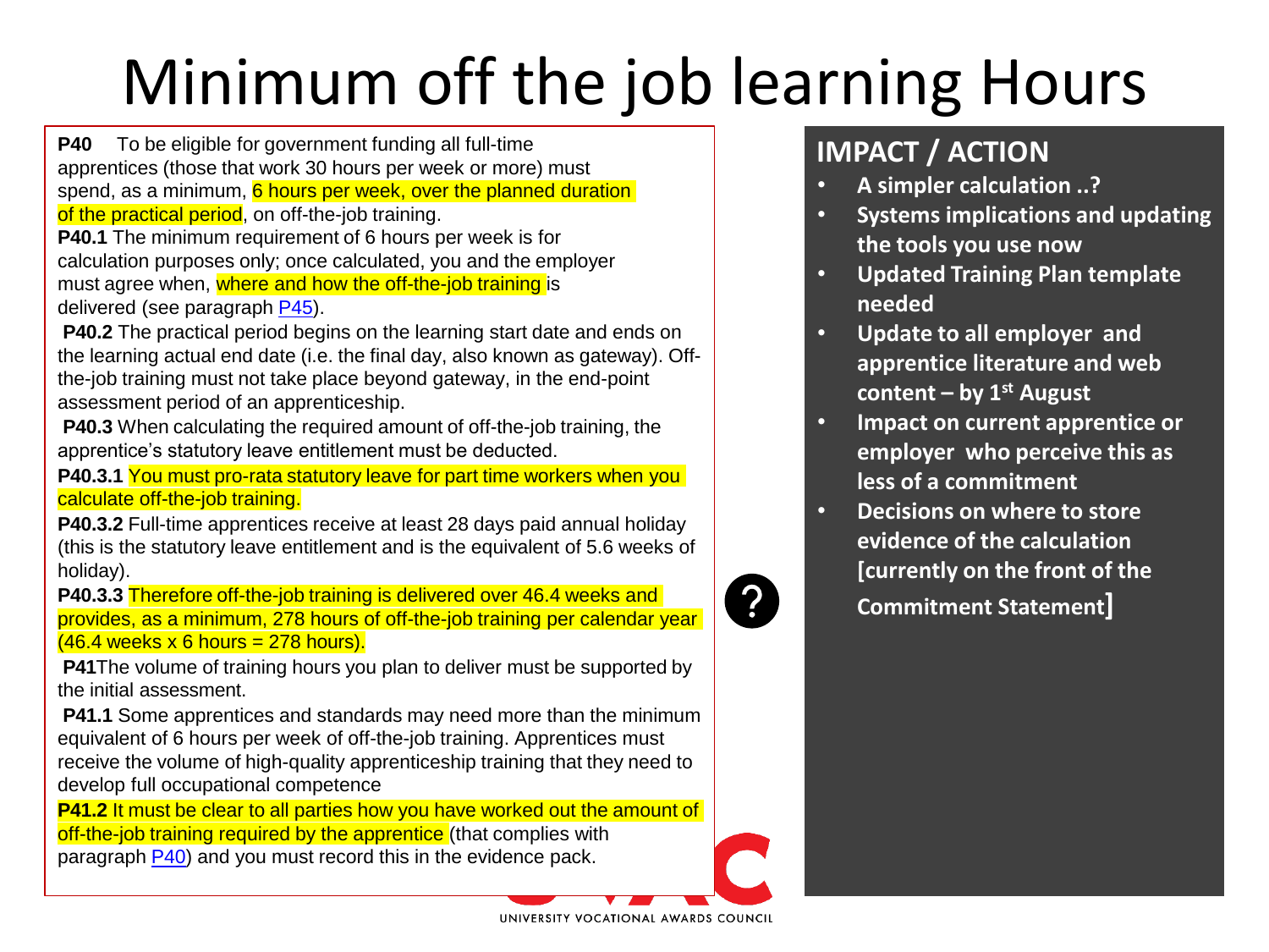# Minimum off the job learning Hours

**P40** To be eligible for government funding all full-time apprentices (those that work 30 hours per week or more) must spend, as a minimum, 6 hours per week, over the planned duration of the practical period, on off-the-job training.

**P40.1** The minimum requirement of 6 hours per week is for calculation purposes only; once calculated, you and the employer must agree when, where and how the off-the-job training is delivered (see paragraph P45).

**P40.2** The practical period begins on the learning start date and ends on the learning actual end date (i.e. the final day, also known as gateway). Off-the-job training must not take place beyond gateway, in the end-point assessment period of an apprenticeship.

**P40.3** When calculating the required amount of off-the-job training, the apprentice's statutory leave entitlement must be deducted.

**P40.3.1** You must pro-rata statutory leave for part time workers when you calculate off-the-job training.

**P40.3.2** Full-time apprentices receive at least 28 days paid annual holiday (this is the statutory leave entitlement and is the equivalent of 5.6 weeks of holiday).

**P40.3.3** Therefore off-the-job training is delivered over 46.4 weeks and provides, as a minimum, 278 hours of off-the-job training per calendar year (46.4 weeks x 6 hours = 278 hours).

**P41** The volume of training hours you plan to deliver must be supported by the initial assessment.

**P41.1** Some apprentices and standards may need more than the minimum equivalent of 6 hours per week of off-the-job training. Apprentices must receive the volume of high-quality apprenticeship training that they need to develop full occupational competence

**P41.2** It must be clear to all parties how you have worked out the amount of off-the-job training required by the apprentice (that complies with paragraph P40) and you must record this in the evidence pack.

## IMPACT / ACTION

- **A simpler calculation ..?**
- **Systems implications and updating the tools you use now**
- **Updated Training Plan template needed**
- **Update to all employer and apprentice literature and web content – by 1st August**
- **Impact on current apprentice or employer who perceive this as less of a commitment**
- **Decisions on where to store evidence of the calculation [currently on the front of the Commitment Statement]**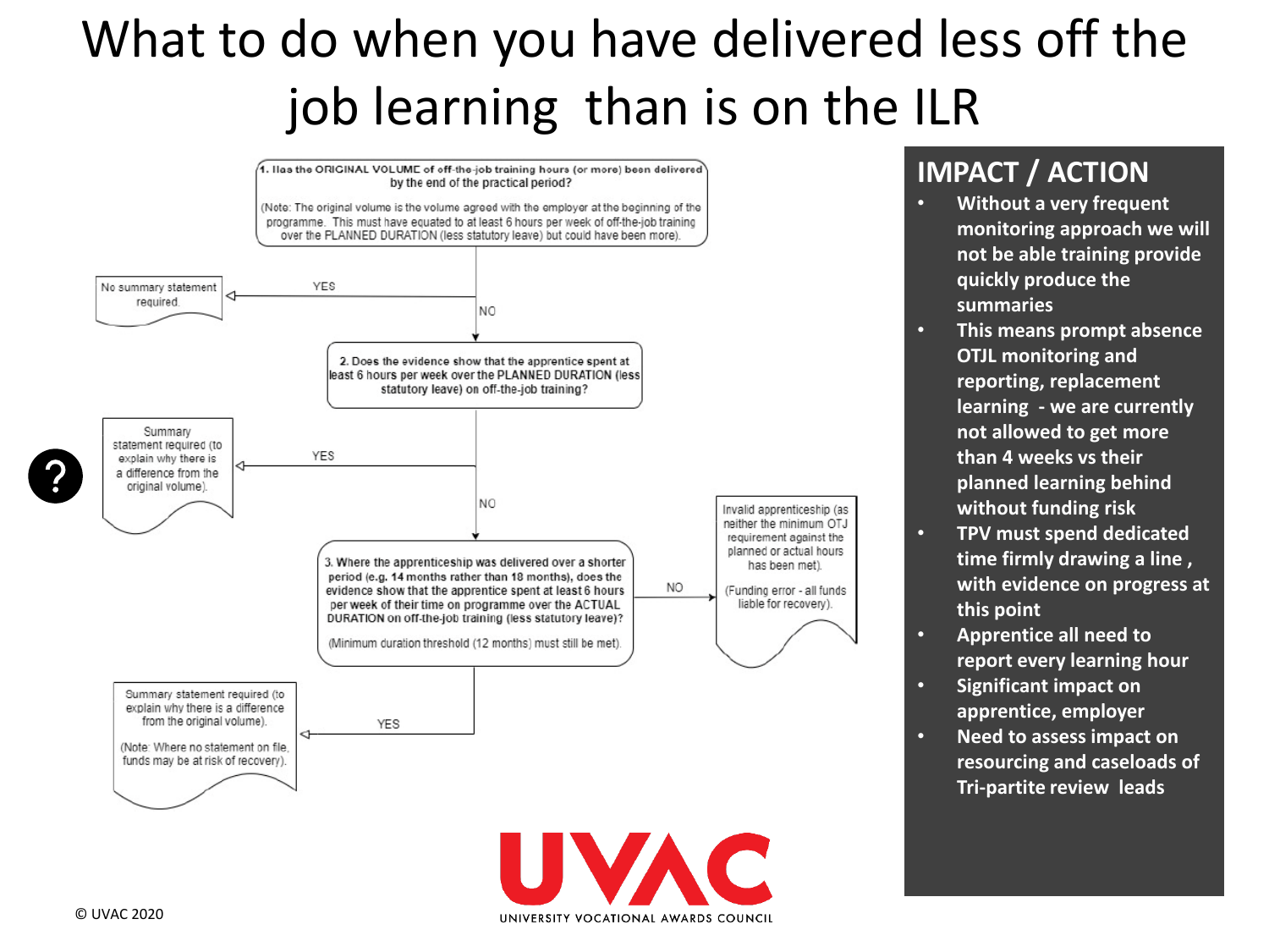# What to do when you have delivered less off the job learning than is on the ILR

1. Has the ORIGINAL VOLUME of off-the-job training hours (or more) been delivered by the end of the practical period?

(Note: The original volume is the volume agreed with the employer at the beginning of the programme. This must have equated to at least 6 hours per week of off-the-job training over the PLANNED DURATION (less statutory leave) but could have been more).

YES → No summary statement required.

NO ↓

2. Does the evidence show that the apprentice spent at least 6 hours per week over the PLANNED DURATION (less statutory leave) on off-the-job training?

YES → Summary statement required (to explain why there is a difference from the original volume).

NO ↓

3. Where the apprenticeship was delivered over a shorter period (e.g. 14 months rather than 18 months), does the evidence show that the apprentice spent at least 6 hours per week of their time on programme over the ACTUAL DURATION on off-the-job training (less statutory leave)?

(Minimum duration threshold (12 months) must still be met).

YES → Summary statement required (to explain why there is a difference from the original volume).

(Note: Where no statement on file, funds may be at risk of recovery).

NO → Invalid apprenticeship (as neither the minimum OTJ requirement against the planned or actual hours has been met).

(Funding error - all funds liable for recovery).

## IMPACT / ACTION

- Without a very frequent monitoring approach we will not be able training provide quickly produce the summaries
- This means prompt absence OTJL monitoring and reporting, replacement learning - we are currently not allowed to get more than 4 weeks vs their planned learning behind without funding risk
- TPV must spend dedicated time firmly drawing a line , with evidence on progress at this point
- Apprentice all need to report every learning hour
- Significant impact on apprentice, employer
- Need to assess impact on resourcing and caseloads of Tri-partite review leads

© UVAC 2020

UVAC
UNIVERSITY VOCATIONAL AWARDS COUNCIL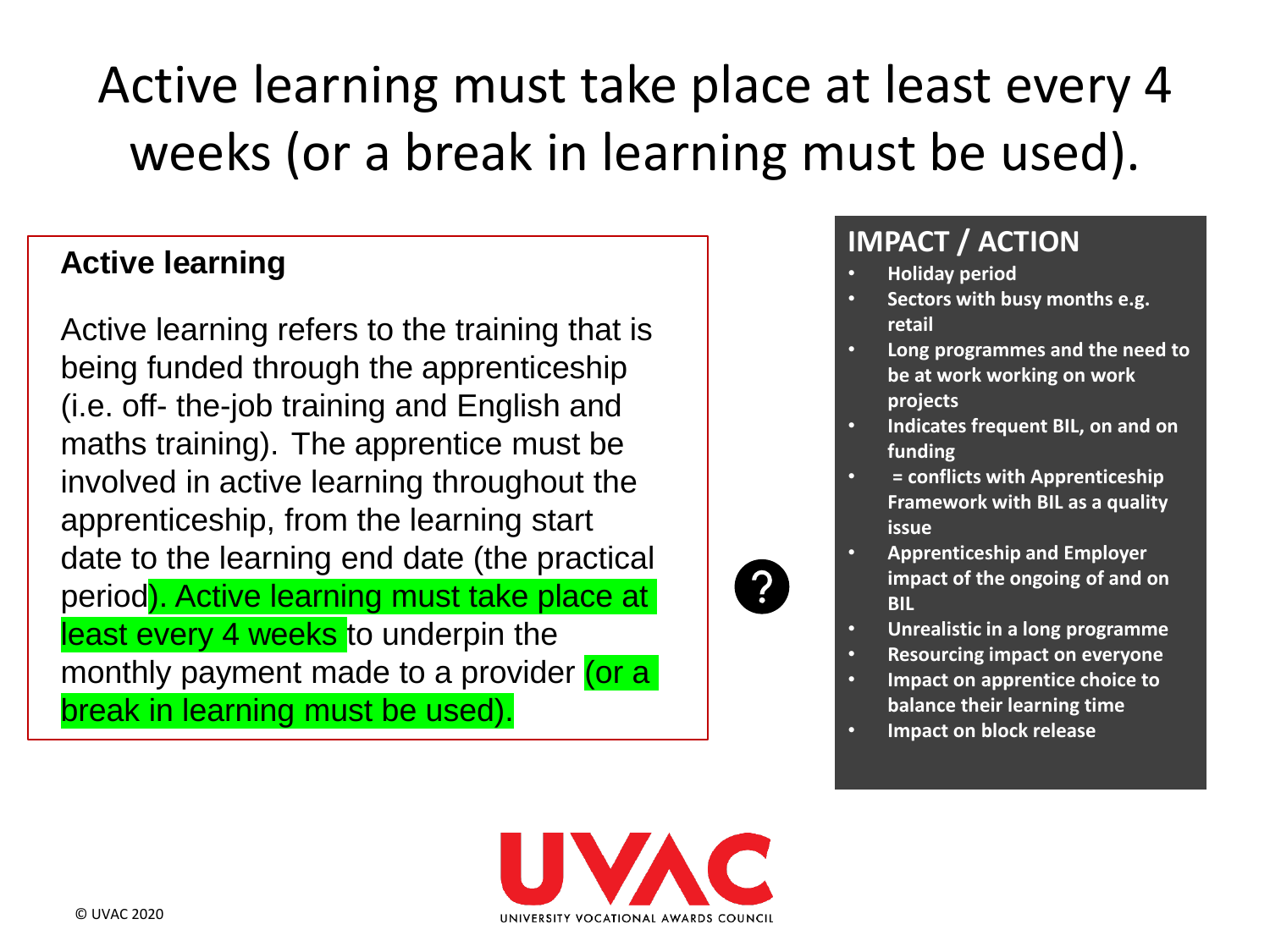# Active learning must take place at least every 4 weeks (or a break in learning must be used).

## Active learning

Active learning refers to the training that is being funded through the apprenticeship (i.e. off- the-job training and English and maths training). The apprentice must be involved in active learning throughout the apprenticeship, from the learning start date to the learning end date (the practical period). Active learning must take place at least every 4 weeks to underpin the monthly payment made to a provider (or a break in learning must be used).

## IMPACT / ACTION

- **Holiday period**
- **Sectors with busy months e.g. retail**
- **Long programmes and the need to be at work working on work projects**
- **Indicates frequent BIL, on and on funding**
- **= conflicts with Apprenticeship Framework with BIL as a quality issue**
- **Apprenticeship and Employer impact of the ongoing of and on BIL**
- **Unrealistic in a long programme**
- **Resourcing impact on everyone**
- **Impact on apprentice choice to balance their learning time**
- **Impact on block release**

© UVAC 2020

UVAC

UNIVERSITY VOCATIONAL AWARDS COUNCIL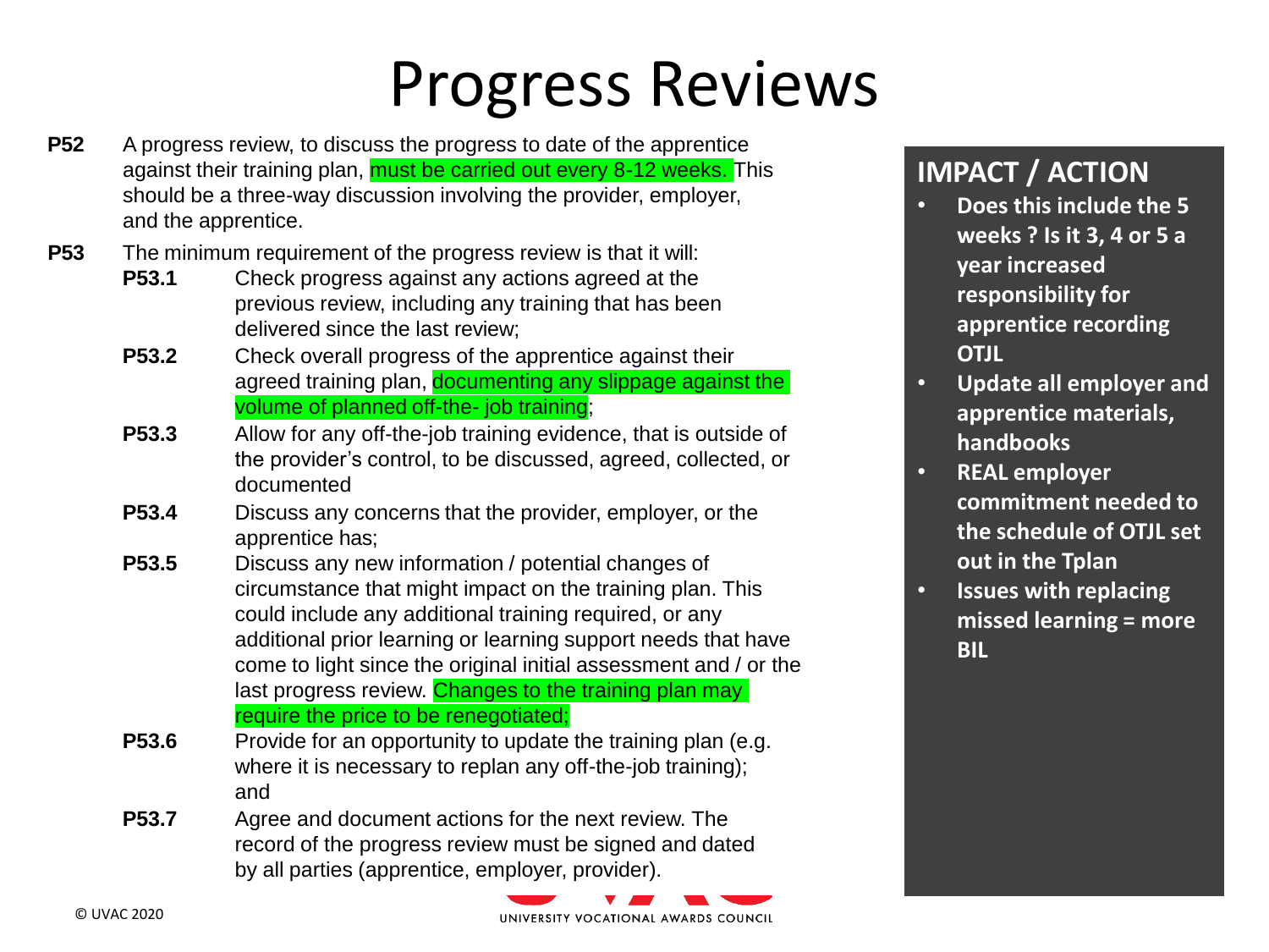# Progress Reviews

**P52** A progress review, to discuss the progress to date of the apprentice against their training plan, must be carried out every 8-12 weeks. This should be a three-way discussion involving the provider, employer, and the apprentice.

**P53** The minimum requirement of the progress review is that it will:

- **P53.1** Check progress against any actions agreed at the previous review, including any training that has been delivered since the last review;
- **P53.2** Check overall progress of the apprentice against their agreed training plan, documenting any slippage against the volume of planned off-the- job training;
- **P53.3** Allow for any off-the-job training evidence, that is outside of the provider's control, to be discussed, agreed, collected, or documented
- **P53.4** Discuss any concerns that the provider, employer, or the apprentice has;
- **P53.5** Discuss any new information / potential changes of circumstance that might impact on the training plan. This could include any additional training required, or any additional prior learning or learning support needs that have come to light since the original initial assessment and / or the last progress review. Changes to the training plan may require the price to be renegotiated;
- **P53.6** Provide for an opportunity to update the training plan (e.g. where it is necessary to replan any off-the-job training); and
- **P53.7** Agree and document actions for the next review. The record of the progress review must be signed and dated by all parties (apprentice, employer, provider).

## IMPACT / ACTION

- **Does this include the 5 weeks ? Is it 3, 4 or 5 a year increased responsibility for apprentice recording OTJL**
- **Update all employer and apprentice materials, handbooks**
- **REAL employer commitment needed to the schedule of OTJL set out in the Tplan**
- **Issues with replacing missed learning = more BIL**

© UVAC 2020

UNIVERSITY VOCATIONAL AWARDS COUNCIL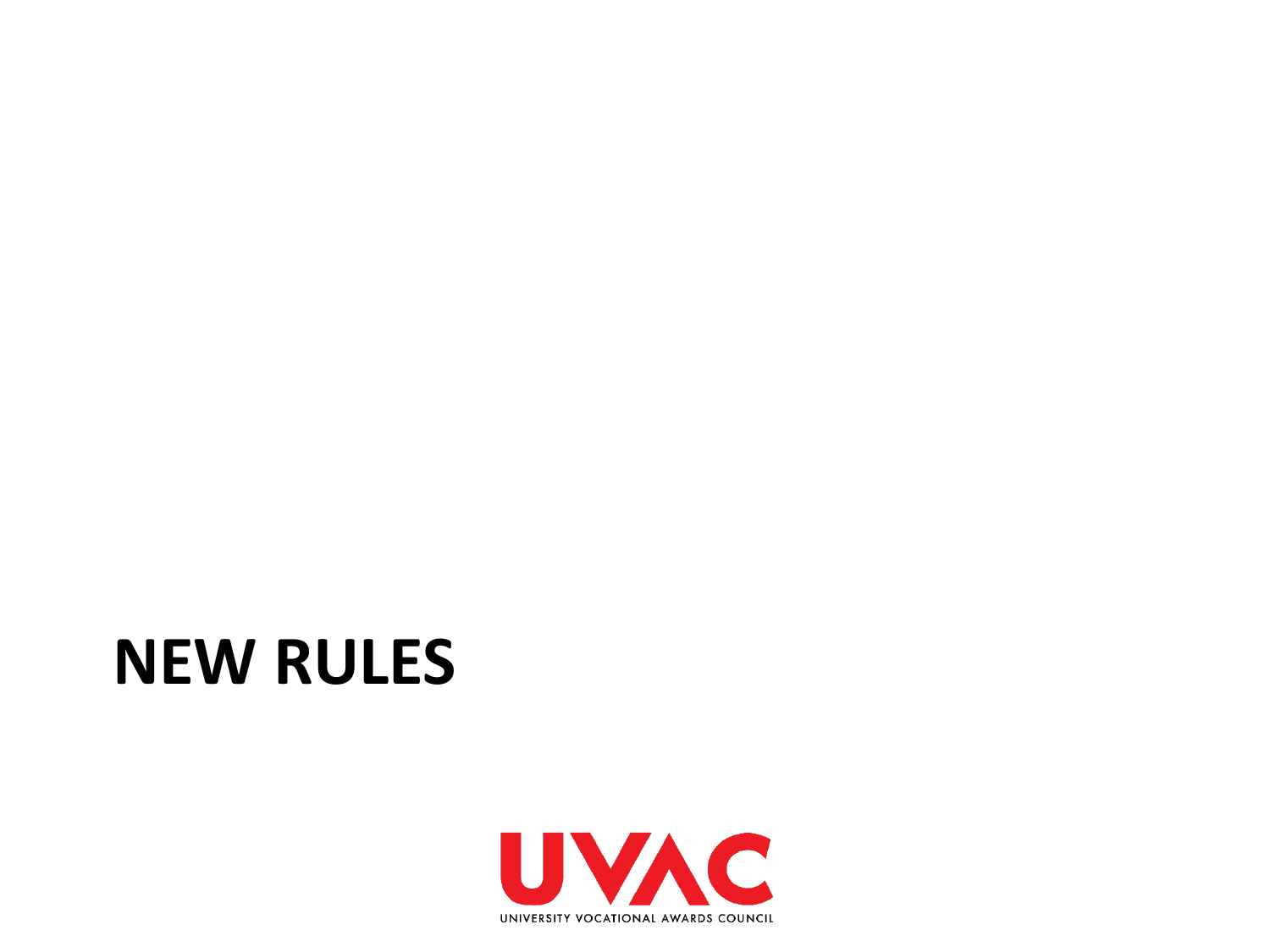# NEW RULES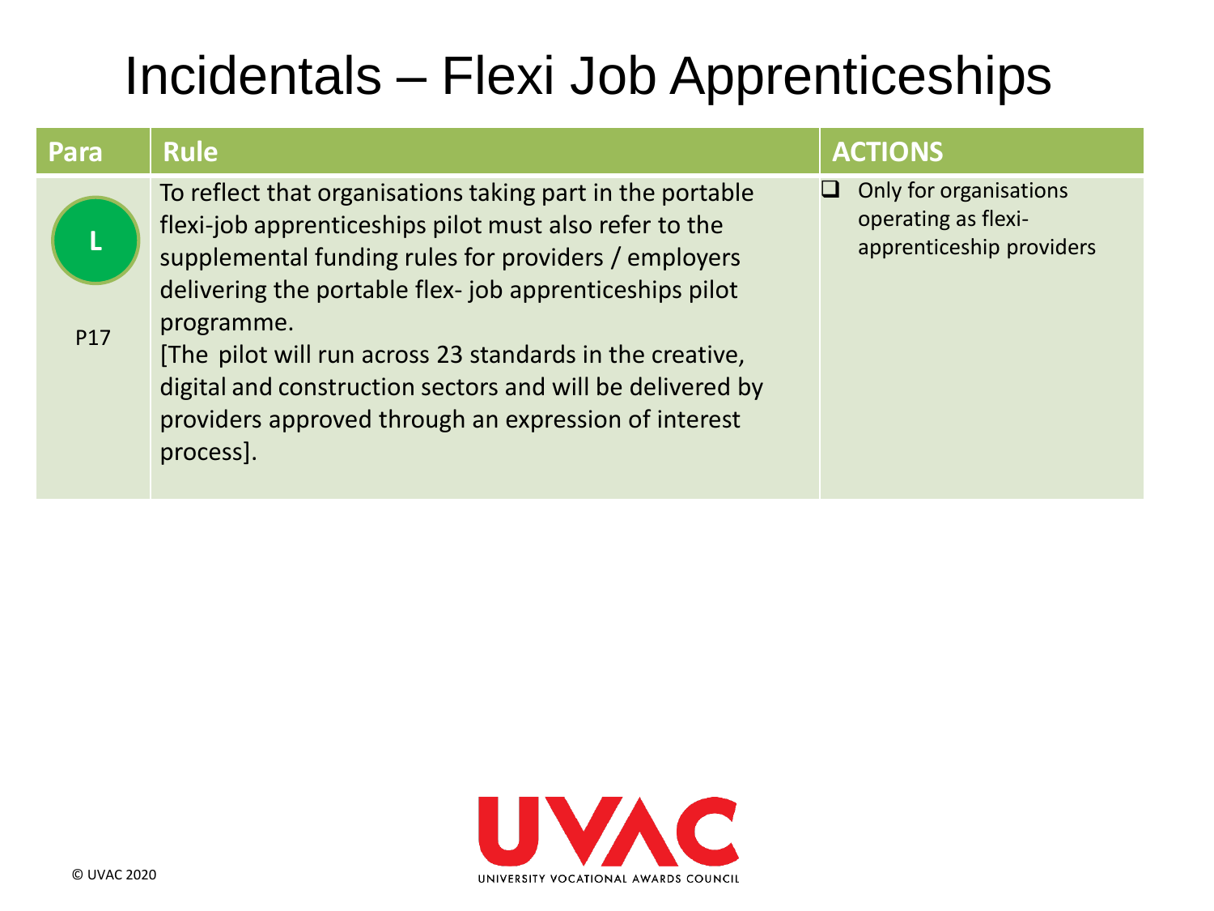# Incidentals – Flexi Job Apprenticeships

| Para | Rule | ACTIONS |
| --- | --- | --- |
| L<br>P17 | To reflect that organisations taking part in the portable flexi-job apprenticeships pilot must also refer to the supplemental funding rules for providers / employers delivering the portable flex- job apprenticeships pilot programme.<br>[The pilot will run across 23 standards in the creative, digital and construction sectors and will be delivered by providers approved through an expression of interest process]. | ❑ Only for organisations operating as flexi-apprenticeship providers |

UVAC
UNIVERSITY VOCATIONAL AWARDS COUNCIL

© UVAC 2020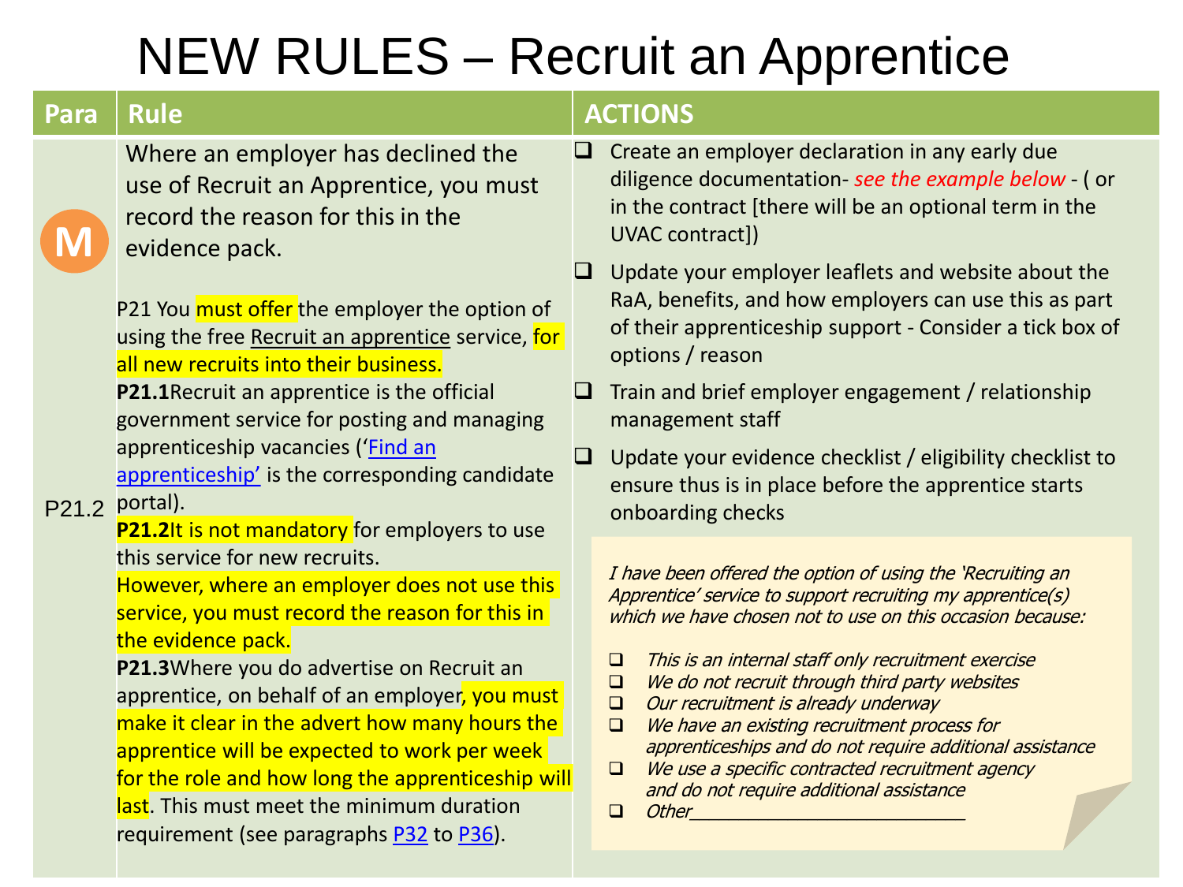# NEW RULES – Recruit an Apprentice

| Para | Rule | ACTIONS |
|---|---|---|
| M<br><br>P21.2 | Where an employer has declined the use of Recruit an Apprentice, you must record the reason for this in the evidence pack.<br><br>P21 You must offer the employer the option of using the free Recruit an apprentice service, for all new recruits into their business.<br>**P21.1**Recruit an apprentice is the official government service for posting and managing apprenticeship vacancies ('Find an apprenticeship' is the corresponding candidate portal).<br>**P21.2**It is not mandatory for employers to use this service for new recruits.<br>However, where an employer does not use this service, you must record the reason for this in the evidence pack.<br>**P21.3**Where you do advertise on Recruit an apprentice, on behalf of an employer, you must make it clear in the advert how many hours the apprentice will be expected to work per week for the role and how long the apprenticeship will last. This must meet the minimum duration requirement (see paragraphs P32 to P36). | ❑ Create an employer declaration in any early due diligence documentation- *see the example below* - ( or in the contract [there will be an optional term in the UVAC contract])<br>❑ Update your employer leaflets and website about the RaA, benefits, and how employers can use this as part of their apprenticeship support - Consider a tick box of options / reason<br>❑ Train and brief employer engagement / relationship management staff<br>❑ Update your evidence checklist / eligibility checklist to ensure thus is in place before the apprentice starts onboarding checks<br><br>*I have been offered the option of using the 'Recruiting an Apprentice' service to support recruiting my apprentice(s) which we have chosen not to use on this occasion because:*<br>❑ *This is an internal staff only recruitment exercise*<br>❑ *We do not recruit through third party websites*<br>❑ *Our recruitment is already underway*<br>❑ *We have an existing recruitment process for apprenticeships and do not require additional assistance*<br>❑ *We use a specific contracted recruitment agency and do not require additional assistance*<br>❑ *Other___________________________* |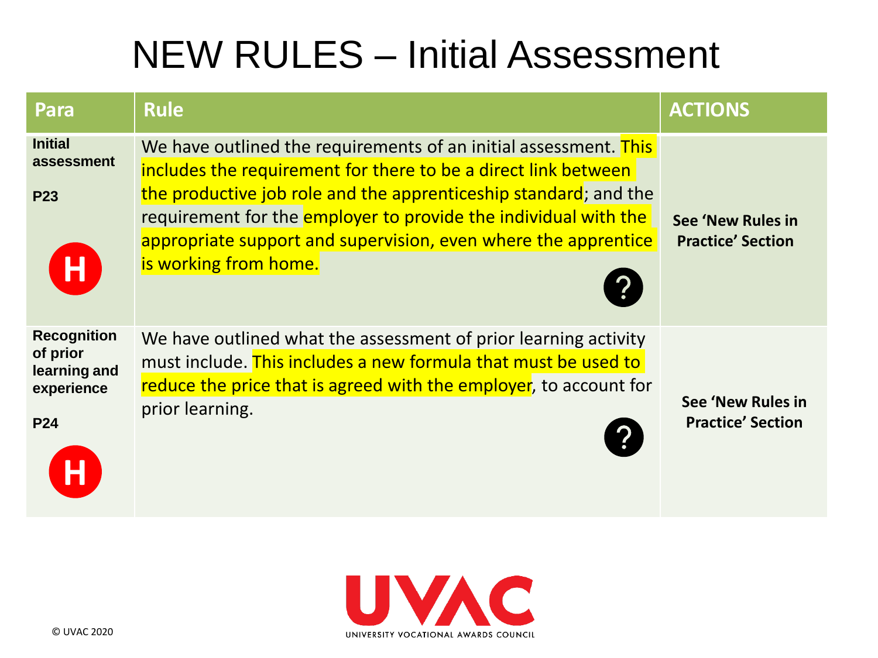# NEW RULES – Initial Assessment

| Para | Rule | ACTIONS |
|---|---|---|
| **Initial assessment** **P23** H | We have outlined the requirements of an initial assessment. This includes the requirement for there to be a direct link between the productive job role and the apprenticeship standard; and the requirement for the employer to provide the individual with the appropriate support and supervision, even where the apprentice is working from home. ? | **See 'New Rules in Practice' Section** |
| **Recognition of prior learning and experience** **P24** H | We have outlined what the assessment of prior learning activity must include. This includes a new formula that must be used to reduce the price that is agreed with the employer, to account for prior learning. ? | **See 'New Rules in Practice' Section** |

© UVAC 2020

UVAC
UNIVERSITY VOCATIONAL AWARDS COUNCIL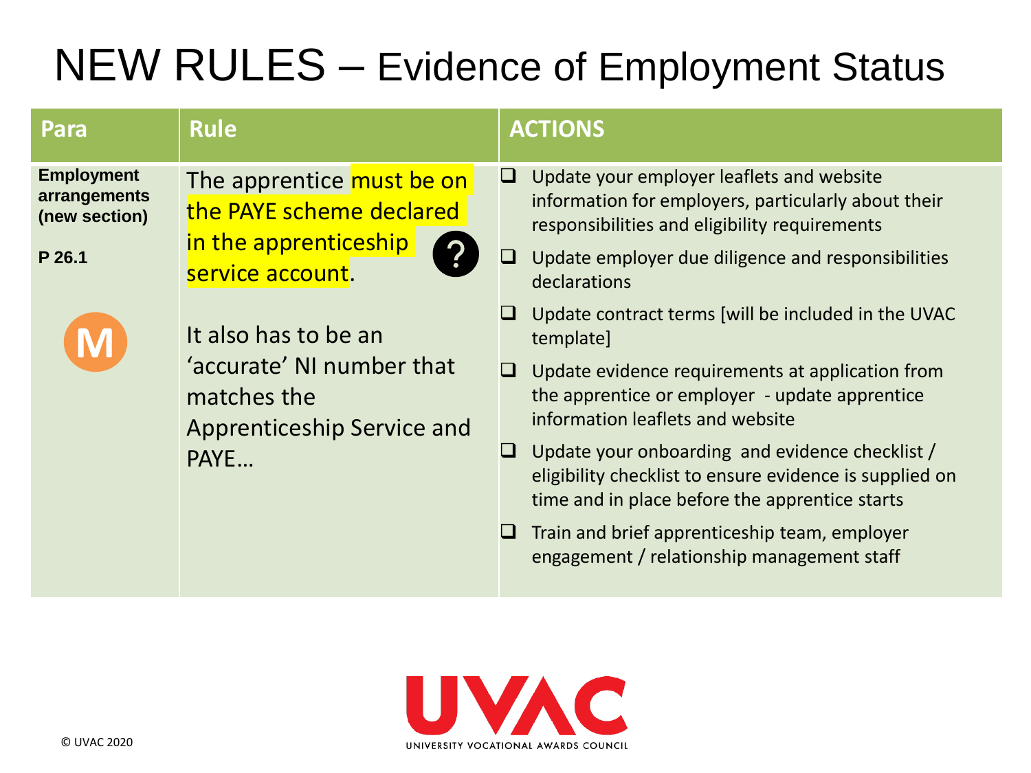# NEW RULES – Evidence of Employment Status

| Para | Rule | ACTIONS |
|---|---|---|
| **Employment arrangements (new section)**<br><br>**P 26.1**<br><br>M | The apprentice must be on the PAYE scheme declared in the apprenticeship service account.<br><br>It also has to be an 'accurate' NI number that matches the Apprenticeship Service and PAYE… | - Update your employer leaflets and website information for employers, particularly about their responsibilities and eligibility requirements<br>- Update employer due diligence and responsibilities declarations<br>- Update contract terms [will be included in the UVAC template]<br>- Update evidence requirements at application from the apprentice or employer - update apprentice information leaflets and website<br>- Update your onboarding and evidence checklist / eligibility checklist to ensure evidence is supplied on time and in place before the apprentice starts<br>- Train and brief apprenticeship team, employer engagement / relationship management staff |

© UVAC 2020

UVAC
UNIVERSITY VOCATIONAL AWARDS COUNCIL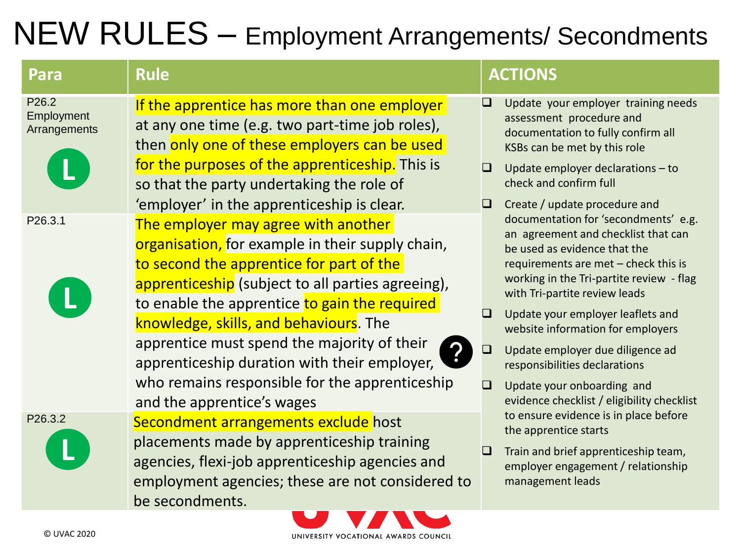# NEW RULES – Employment Arrangements/ Secondments

| Para | Rule | ACTIONS |
|---|---|---|
| P26.2 Employment Arrangements L | If the apprentice has more than one employer at any one time (e.g. two part-time job roles), then only one of these employers can be used for the purposes of the apprenticeship. This is so that the party undertaking the role of 'employer' in the apprenticeship is clear. | ❑ Update your employer training needs assessment procedure and documentation to fully confirm all KSBs can be met by this role<br>❑ Update employer declarations – to check and confirm full<br>❑ Create / update procedure and documentation for 'secondments' e.g. an agreement and checklist that can be used as evidence that the requirements are met – check this is working in the Tri-partite review - flag with Tri-partite review leads<br>❑ Update your employer leaflets and website information for employers<br>❑ Update employer due diligence ad responsibilities declarations<br>❑ Update your onboarding and evidence checklist / eligibility checklist to ensure evidence is in place before the apprentice starts<br>❑ Train and brief apprenticeship team, employer engagement / relationship management leads |
| P26.3.1 L | The employer may agree with another organisation, for example in their supply chain, to second the apprentice for part of the apprenticeship (subject to all parties agreeing), to enable the apprentice to gain the required knowledge, skills, and behaviours. The apprentice must spend the majority of their apprenticeship duration with their employer, who remains responsible for the apprenticeship and the apprentice's wages | |
| P26.3.2 L | Secondment arrangements exclude host placements made by apprenticeship training agencies, flexi-job apprenticeship agencies and employment agencies; these are not considered to be secondments. | |

© UVAC 2020

UNIVERSITY VOCATIONAL AWARDS COUNCIL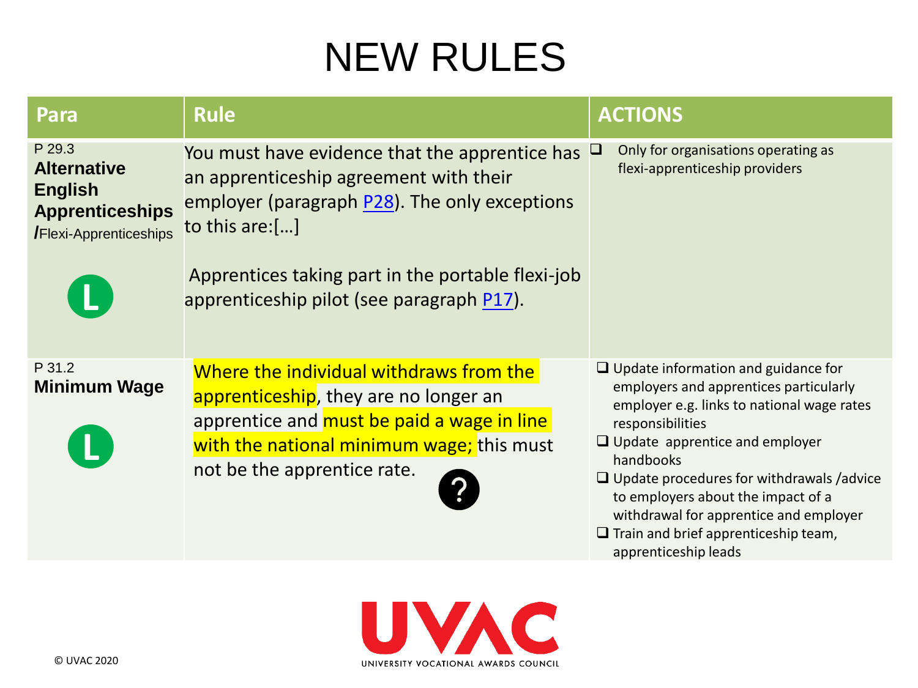# NEW RULES

| Para | Rule | ACTIONS |
|---|---|---|
| P 29.3 **Alternative English Apprenticeships /**Flexi-Apprenticeships L | You must have evidence that the apprentice has an apprenticeship agreement with their employer (paragraph P28). The only exceptions to this are:[…] Apprentices taking part in the portable flexi-job apprenticeship pilot (see paragraph P17). | ❑ Only for organisations operating as flexi-apprenticeship providers |
| P 31.2 **Minimum Wage** L | Where the individual withdraws from the apprenticeship, they are no longer an apprentice and must be paid a wage in line with the national minimum wage; this must not be the apprentice rate. ? | ❑ Update information and guidance for employers and apprentices particularly employer e.g. links to national wage rates responsibilities ❑ Update apprentice and employer handbooks ❑ Update procedures for withdrawals /advice to employers about the impact of a withdrawal for apprentice and employer ❑ Train and brief apprenticeship team, apprenticeship leads |

© UVAC 2020

UVAC
UNIVERSITY VOCATIONAL AWARDS COUNCIL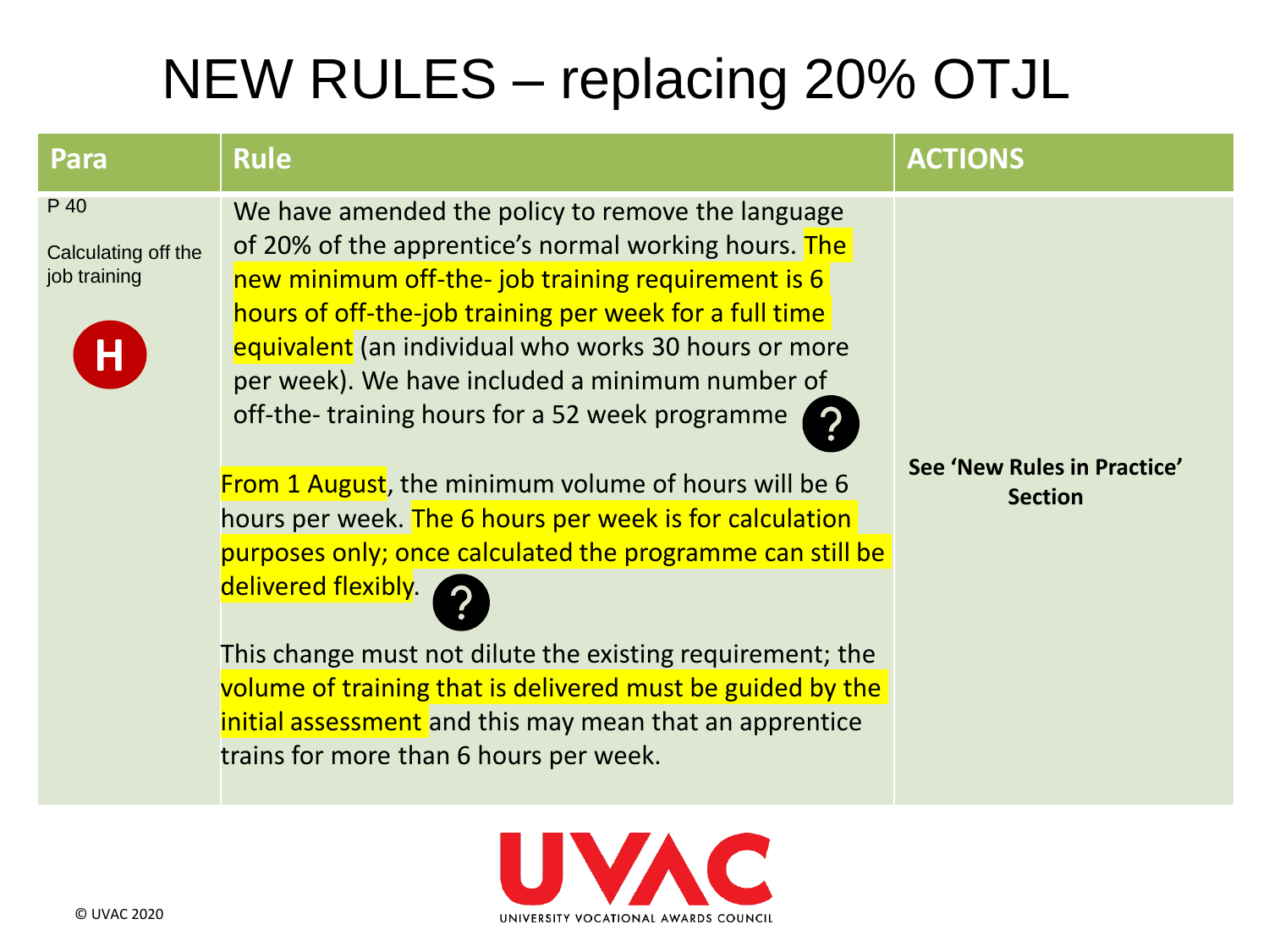# NEW RULES – replacing 20% OTJL

| Para | Rule | ACTIONS |
|---|---|---|
| P 40<br><br>Calculating off the job training<br><br>H | We have amended the policy to remove the language of 20% of the apprentice's normal working hours. The new minimum off-the- job training requirement is 6 hours of off-the-job training per week for a full time equivalent (an individual who works 30 hours or more per week). We have included a minimum number of off-the- training hours for a 52 week programme ?<br><br>From 1 August, the minimum volume of hours will be 6 hours per week. The 6 hours per week is for calculation purposes only; once calculated the programme can still be delivered flexibly. ?<br><br>This change must not dilute the existing requirement; the volume of training that is delivered must be guided by the initial assessment and this may mean that an apprentice trains for more than 6 hours per week. | **See 'New Rules in Practice' Section** |

UVAC
UNIVERSITY VOCATIONAL AWARDS COUNCIL

© UVAC 2020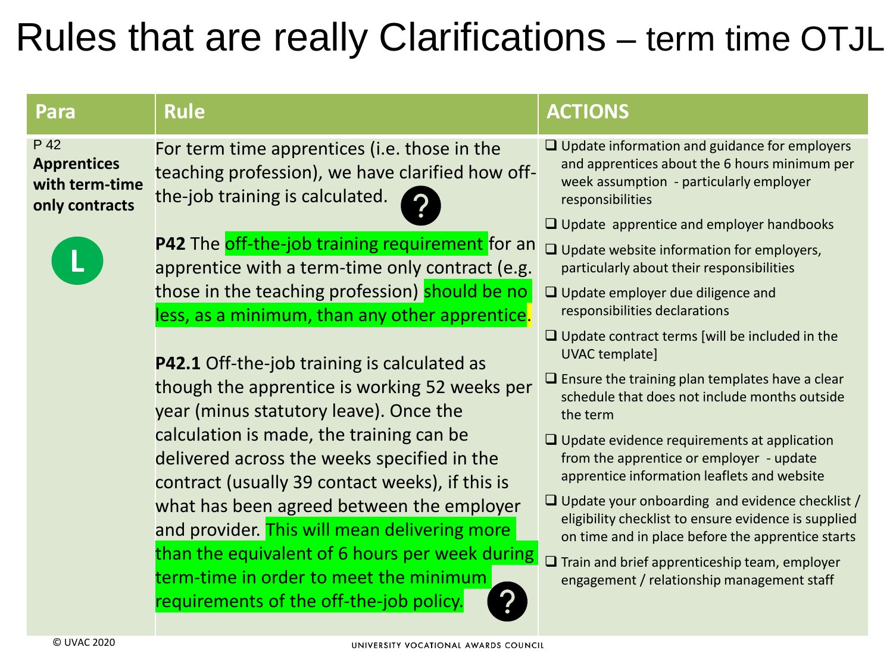# Rules that are really Clarifications – term time OTJL

| Para | Rule | ACTIONS |
|---|---|---|
| P 42<br>**Apprentices with term-time only contracts**<br>L | For term time apprentices (i.e. those in the teaching profession), we have clarified how off-the-job training is calculated. ?<br><br>**P42** The off-the-job training requirement for an apprentice with a term-time only contract (e.g. those in the teaching profession) should be no less, as a minimum, than any other apprentice.<br><br>**P42.1** Off-the-job training is calculated as though the apprentice is working 52 weeks per year (minus statutory leave). Once the calculation is made, the training can be delivered across the weeks specified in the contract (usually 39 contact weeks), if this is what has been agreed between the employer and provider. This will mean delivering more than the equivalent of 6 hours per week during term-time in order to meet the minimum requirements of the off-the-job policy. ? | ❑ Update information and guidance for employers and apprentices about the 6 hours minimum per week assumption - particularly employer responsibilities<br>❑ Update apprentice and employer handbooks<br>❑ Update website information for employers, particularly about their responsibilities<br>❑ Update employer due diligence and responsibilities declarations<br>❑ Update contract terms [will be included in the UVAC template]<br>❑ Ensure the training plan templates have a clear schedule that does not include months outside the term<br>❑ Update evidence requirements at application from the apprentice or employer - update apprentice information leaflets and website<br>❑ Update your onboarding and evidence checklist / eligibility checklist to ensure evidence is supplied on time and in place before the apprentice starts<br>❑ Train and brief apprenticeship team, employer engagement / relationship management staff |

© UVAC 2020

UNIVERSITY VOCATIONAL AWARDS COUNCIL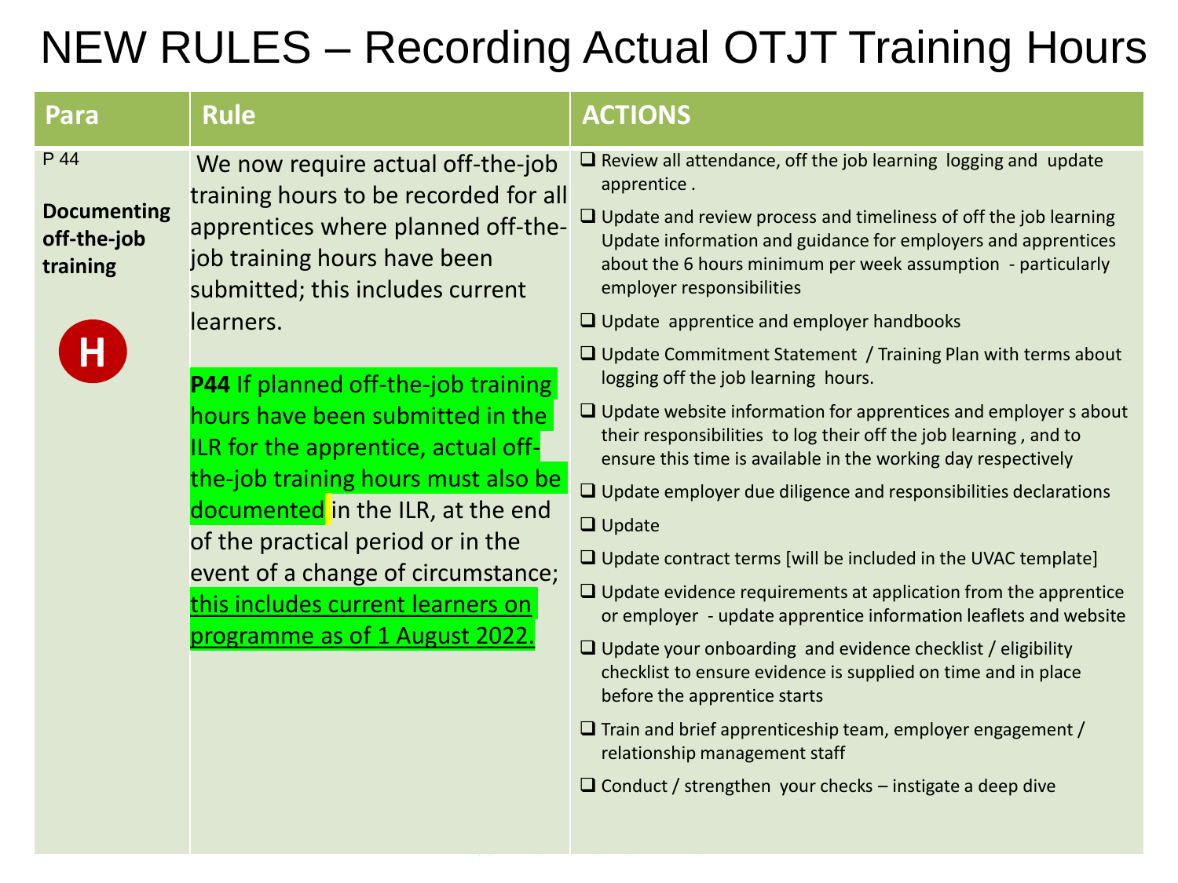# NEW RULES – Recording Actual OTJT Training Hours

| Para | Rule | ACTIONS |
| --- | --- | --- |
| P 44<br><br>**Documenting off-the-job training**<br><br>H | We now require actual off-the-job training hours to be recorded for all apprentices where planned off-the-job training hours have been submitted; this includes current learners.<br><br>**P44** If planned off-the-job training hours have been submitted in the ILR for the apprentice, actual off-the-job training hours must also be documented in the ILR, at the end of the practical period or in the event of a change of circumstance; <u>this includes current learners on programme as of 1 August 2022.</u> | ❑ Review all attendance, off the job learning logging and update apprentice .<br>❑ Update and review process and timeliness of off the job learning Update information and guidance for employers and apprentices about the 6 hours minimum per week assumption - particularly employer responsibilities<br>❑ Update apprentice and employer handbooks<br>❑ Update Commitment Statement / Training Plan with terms about logging off the job learning hours.<br>❑ Update website information for apprentices and employer s about their responsibilities to log their off the job learning , and to ensure this time is available in the working day respectively<br>❑ Update employer due diligence and responsibilities declarations<br>❑ Update<br>❑ Update contract terms [will be included in the UVAC template]<br>❑ Update evidence requirements at application from the apprentice or employer - update apprentice information leaflets and website<br>❑ Update your onboarding and evidence checklist / eligibility checklist to ensure evidence is supplied on time and in place before the apprentice starts<br>❑ Train and brief apprenticeship team, employer engagement / relationship management staff<br>❑ Conduct / strengthen your checks – instigate a deep dive |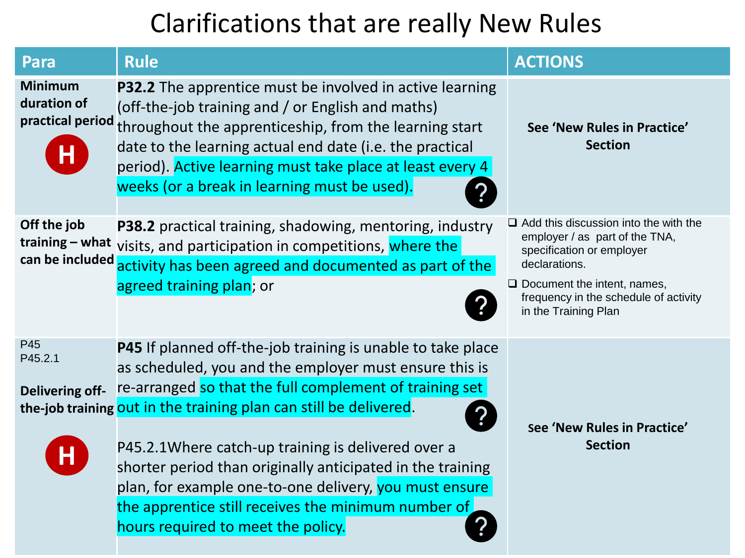# Clarifications that are really New Rules

| Para | Rule | ACTIONS |
|---|---|---|
| **Minimum duration of practical period** H | **P32.2** The apprentice must be involved in active learning (off-the-job training and / or English and maths) throughout the apprenticeship, from the learning start date to the learning actual end date (i.e. the practical period). Active learning must take place at least every 4 weeks (or a break in learning must be used). ? | **See 'New Rules in Practice' Section** |
| **Off the job training – what can be included** | **P38.2** practical training, shadowing, mentoring, industry visits, and participation in competitions, where the activity has been agreed and documented as part of the agreed training plan; or ? | ❑ Add this discussion into the with the employer / as part of the TNA, specification or employer declarations. ❑ Document the intent, names, frequency in the schedule of activity in the Training Plan |
| P45 P45.2.1 **Delivering off-the-job training** H | **P45** If planned off-the-job training is unable to take place as scheduled, you and the employer must ensure this is re-arranged so that the full complement of training set out in the training plan can still be delivered. ? P45.2.1Where catch-up training is delivered over a shorter period than originally anticipated in the training plan, for example one-to-one delivery, you must ensure the apprentice still receives the minimum number of hours required to meet the policy. ? | **See 'New Rules in Practice' Section** |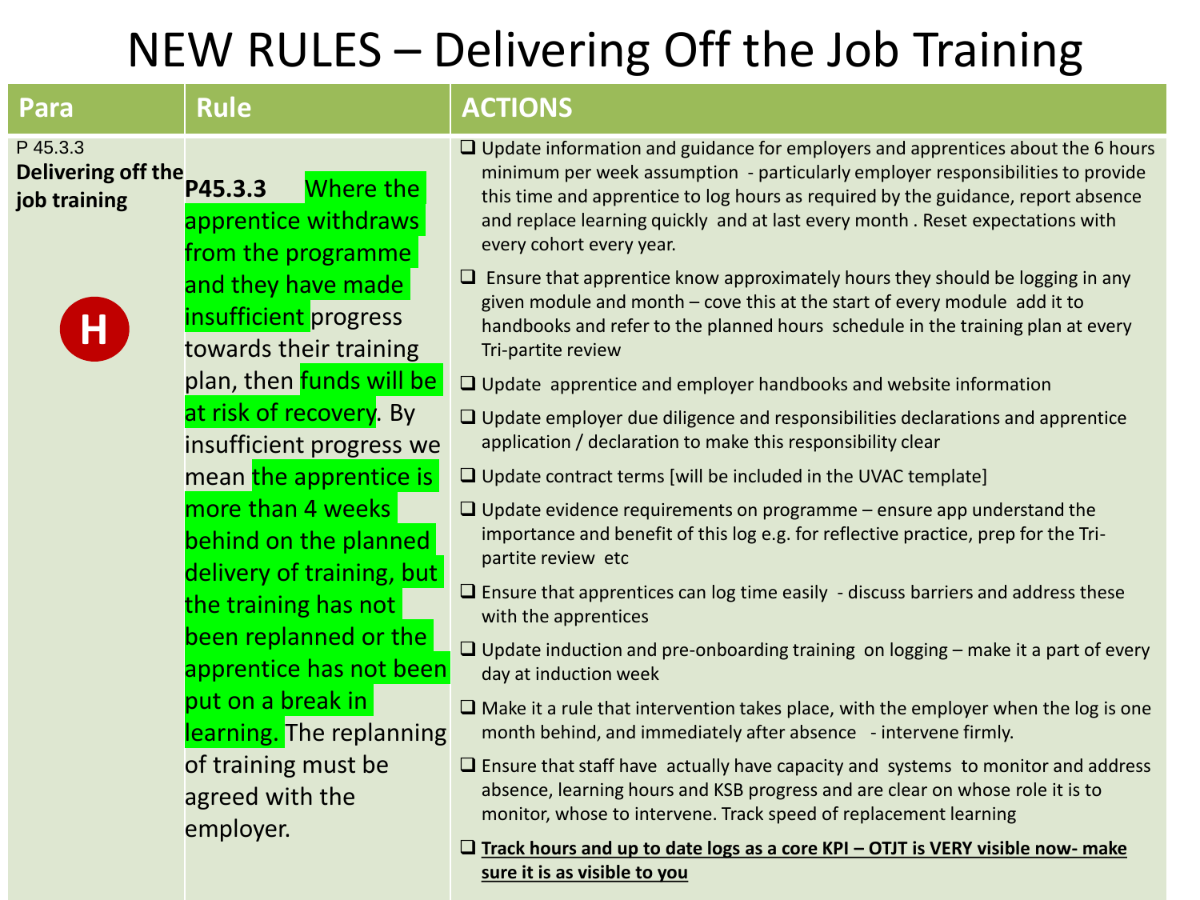# NEW RULES – Delivering Off the Job Training

| Para | Rule | ACTIONS |
|---|---|---|
| P 45.3.3<br>**Delivering off the job training**<br>H | **P45.3.3** Where the apprentice withdraws from the programme and they have made insufficient progress towards their training plan, then funds will be at risk of recovery. By insufficient progress we mean the apprentice is more than 4 weeks behind on the planned delivery of training, but the training has not been replanned or the apprentice has not been put on a break in learning. The replanning of training must be agreed with the employer. | ❑ Update information and guidance for employers and apprentices about the 6 hours minimum per week assumption - particularly employer responsibilities to provide this time and apprentice to log hours as required by the guidance, report absence and replace learning quickly and at last every month . Reset expectations with every cohort every year.<br>❑ Ensure that apprentice know approximately hours they should be logging in any given module and month – cove this at the start of every module add it to handbooks and refer to the planned hours schedule in the training plan at every Tri-partite review<br>❑ Update apprentice and employer handbooks and website information<br>❑ Update employer due diligence and responsibilities declarations and apprentice application / declaration to make this responsibility clear<br>❑ Update contract terms [will be included in the UVAC template]<br>❑ Update evidence requirements on programme – ensure app understand the importance and benefit of this log e.g. for reflective practice, prep for the Tri-partite review etc<br>❑ Ensure that apprentices can log time easily - discuss barriers and address these with the apprentices<br>❑ Update induction and pre-onboarding training on logging – make it a part of every day at induction week<br>❑ Make it a rule that intervention takes place, with the employer when the log is one month behind, and immediately after absence - intervene firmly.<br>❑ Ensure that staff have actually have capacity and systems to monitor and address absence, learning hours and KSB progress and are clear on whose role it is to monitor, whose to intervene. Track speed of replacement learning<br>❑ **Track hours and up to date logs as a core KPI – OTJT is VERY visible now- make sure it is as visible to you** |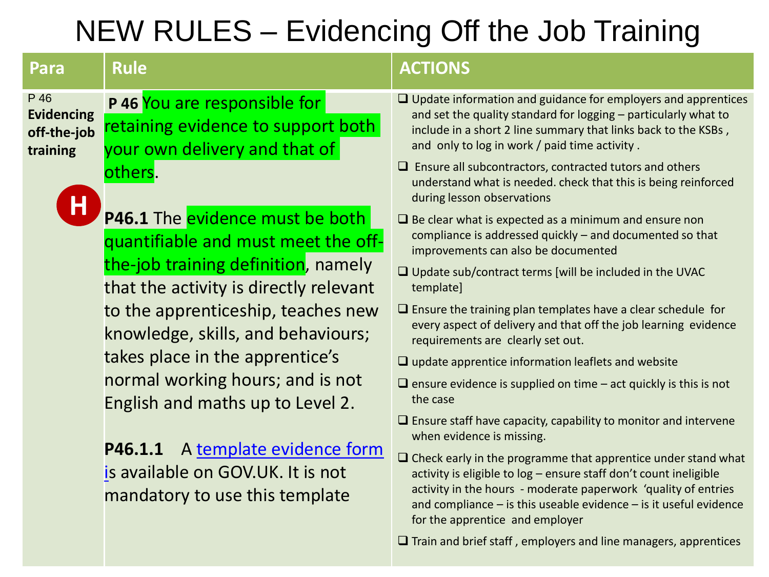# NEW RULES – Evidencing Off the Job Training

| Para | Rule | ACTIONS |
|---|---|---|
| P 46 **Evidencing off-the-job training** H | **P 46** You are responsible for retaining evidence to support both your own delivery and that of others.<br><br>**P46.1** The evidence must be both quantifiable and must meet the off-the-job training definition, namely that the activity is directly relevant to the apprenticeship, teaches new knowledge, skills, and behaviours; takes place in the apprentice's normal working hours; and is not English and maths up to Level 2.<br><br>**P46.1.1** A template evidence form is available on GOV.UK. It is not mandatory to use this template | ❑ Update information and guidance for employers and apprentices and set the quality standard for logging – particularly what to include in a short 2 line summary that links back to the KSBs , and only to log in work / paid time activity .<br>❑ Ensure all subcontractors, contracted tutors and others understand what is needed. check that this is being reinforced during lesson observations<br>❑ Be clear what is expected as a minimum and ensure non compliance is addressed quickly – and documented so that improvements can also be documented<br>❑ Update sub/contract terms [will be included in the UVAC template]<br>❑ Ensure the training plan templates have a clear schedule for every aspect of delivery and that off the job learning evidence requirements are clearly set out.<br>❑ update apprentice information leaflets and website<br>❑ ensure evidence is supplied on time – act quickly is this is not the case<br>❑ Ensure staff have capacity, capability to monitor and intervene when evidence is missing.<br>❑ Check early in the programme that apprentice under stand what activity is eligible to log – ensure staff don't count ineligible activity in the hours - moderate paperwork 'quality of entries and compliance – is this useable evidence – is it useful evidence for the apprentice and employer<br>❑ Train and brief staff , employers and line managers, apprentices |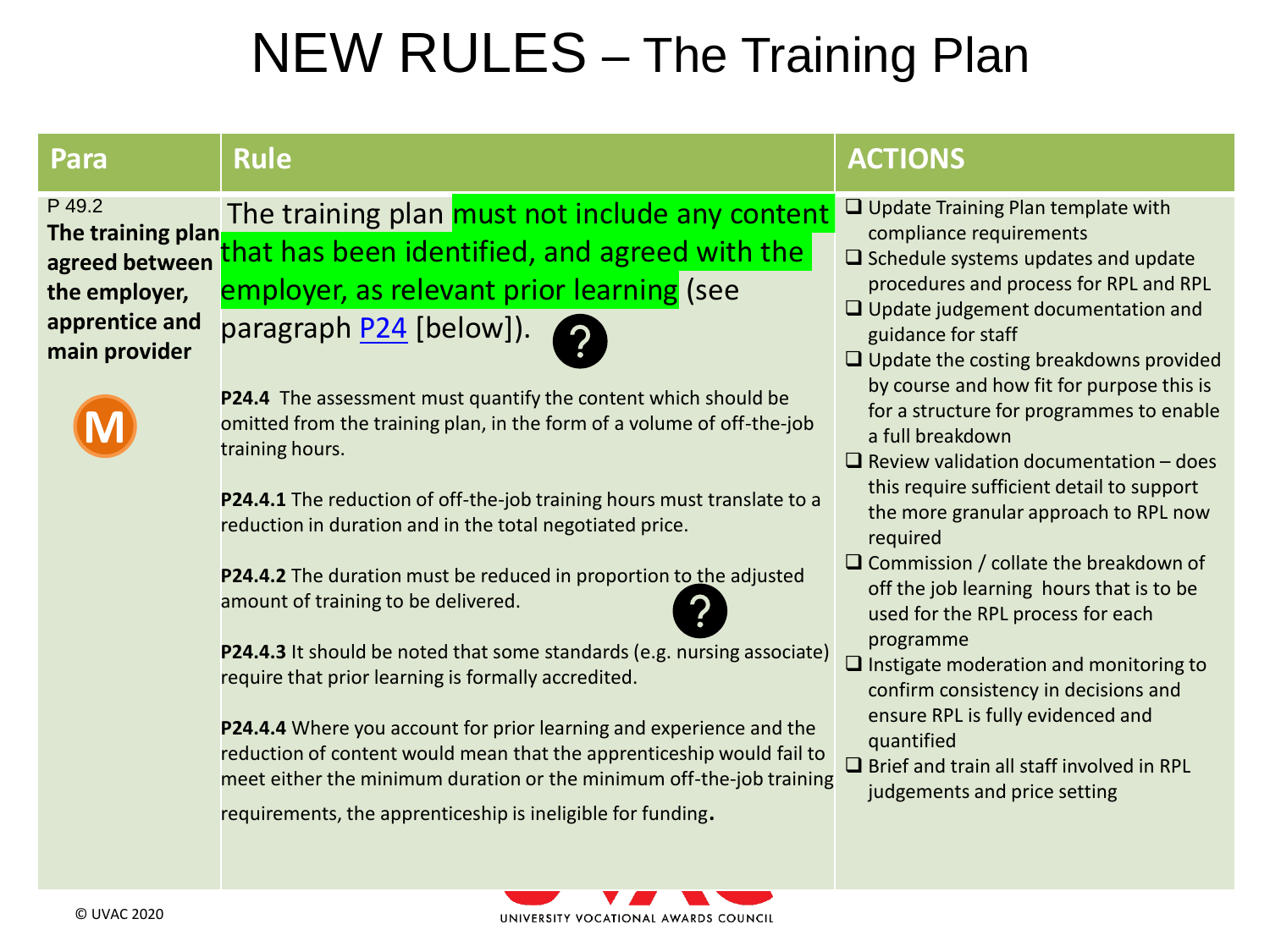# NEW RULES – The Training Plan

| Para | Rule | ACTIONS |
| --- | --- | --- |
| P 49.2<br>**The training plan agreed between the employer, apprentice and main provider**<br>M | The training plan must not include any content that has been identified, and agreed with the employer, as relevant prior learning (see paragraph P24 [below]). ?<br><br>**P24.4** The assessment must quantify the content which should be omitted from the training plan, in the form of a volume of off-the-job training hours.<br><br>**P24.4.1** The reduction of off-the-job training hours must translate to a reduction in duration and in the total negotiated price.<br><br>**P24.4.2** The duration must be reduced in proportion to the adjusted amount of training to be delivered. ?<br><br>**P24.4.3** It should be noted that some standards (e.g. nursing associate) require that prior learning is formally accredited.<br><br>**P24.4.4** Where you account for prior learning and experience and the reduction of content would mean that the apprenticeship would fail to meet either the minimum duration or the minimum off-the-job training requirements, the apprenticeship is ineligible for funding. | ❑ Update Training Plan template with compliance requirements<br>❑ Schedule systems updates and update procedures and process for RPL and RPL<br>❑ Update judgement documentation and guidance for staff<br>❑ Update the costing breakdowns provided by course and how fit for purpose this is for a structure for programmes to enable a full breakdown<br>❑ Review validation documentation – does this require sufficient detail to support the more granular approach to RPL now required<br>❑ Commission / collate the breakdown of off the job learning hours that is to be used for the RPL process for each programme<br>❑ Instigate moderation and monitoring to confirm consistency in decisions and ensure RPL is fully evidenced and quantified<br>❑ Brief and train all staff involved in RPL judgements and price setting |

© UVAC 2020

UNIVERSITY VOCATIONAL AWARDS COUNCIL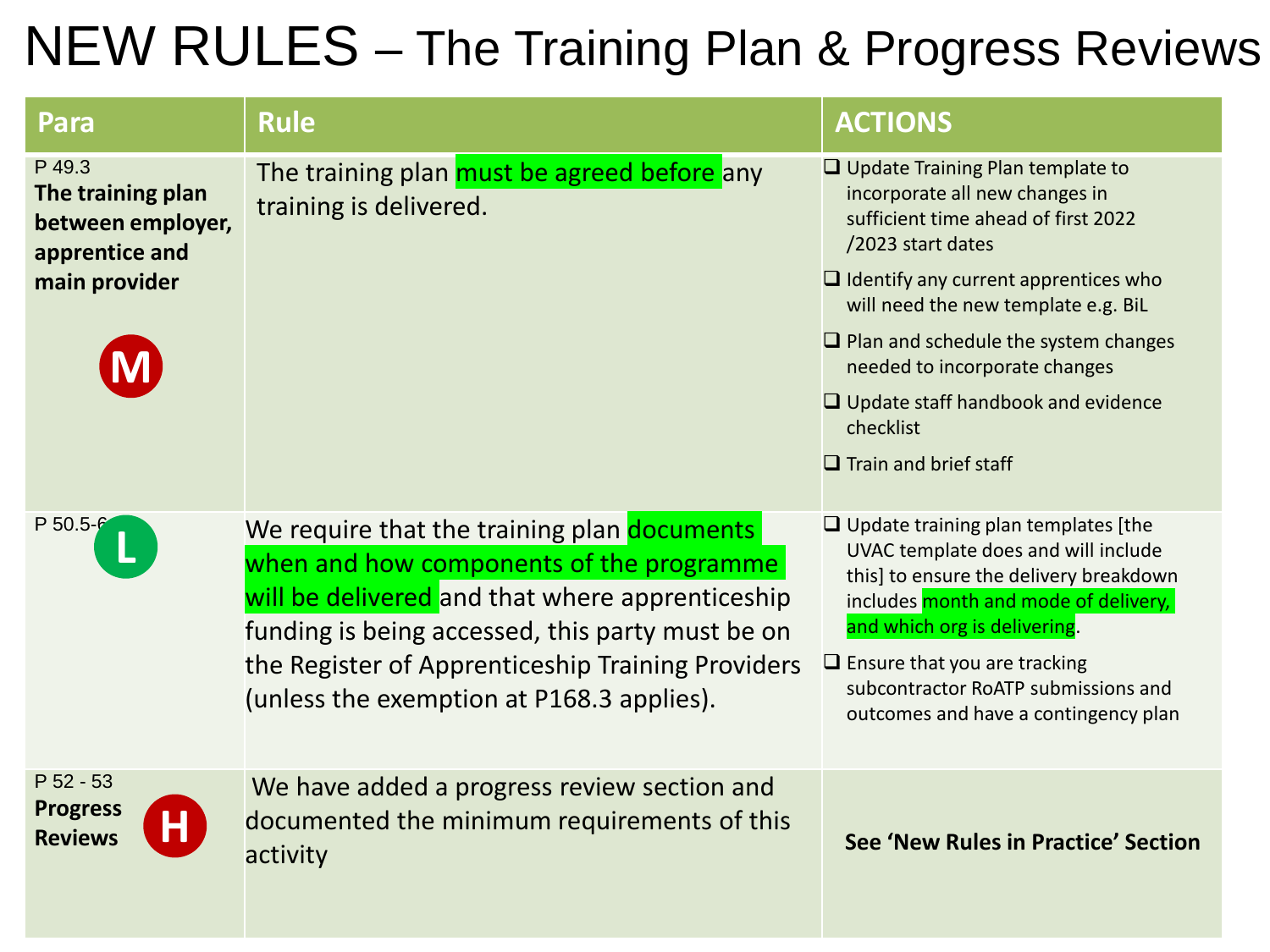# NEW RULES – The Training Plan & Progress Reviews

| Para | Rule | ACTIONS |
| --- | --- | --- |
| P 49.3 **The training plan between employer, apprentice and main provider** M | The training plan must be agreed before any training is delivered. | ❑ Update Training Plan template to incorporate all new changes in sufficient time ahead of first 2022 /2023 start dates<br>❑ Identify any current apprentices who will need the new template e.g. BiL<br>❑ Plan and schedule the system changes needed to incorporate changes<br>❑ Update staff handbook and evidence checklist<br>❑ Train and brief staff |
| P 50.5-6 L | We require that the training plan documents when and how components of the programme will be delivered and that where apprenticeship funding is being accessed, this party must be on the Register of Apprenticeship Training Providers (unless the exemption at P168.3 applies). | ❑ Update training plan templates [the UVAC template does and will include this] to ensure the delivery breakdown includes month and mode of delivery, and which org is delivering.<br>❑ Ensure that you are tracking subcontractor RoATP submissions and outcomes and have a contingency plan |
| P 52 - 53 **Progress Reviews** H | We have added a progress review section and documented the minimum requirements of this activity | **See 'New Rules in Practice' Section** |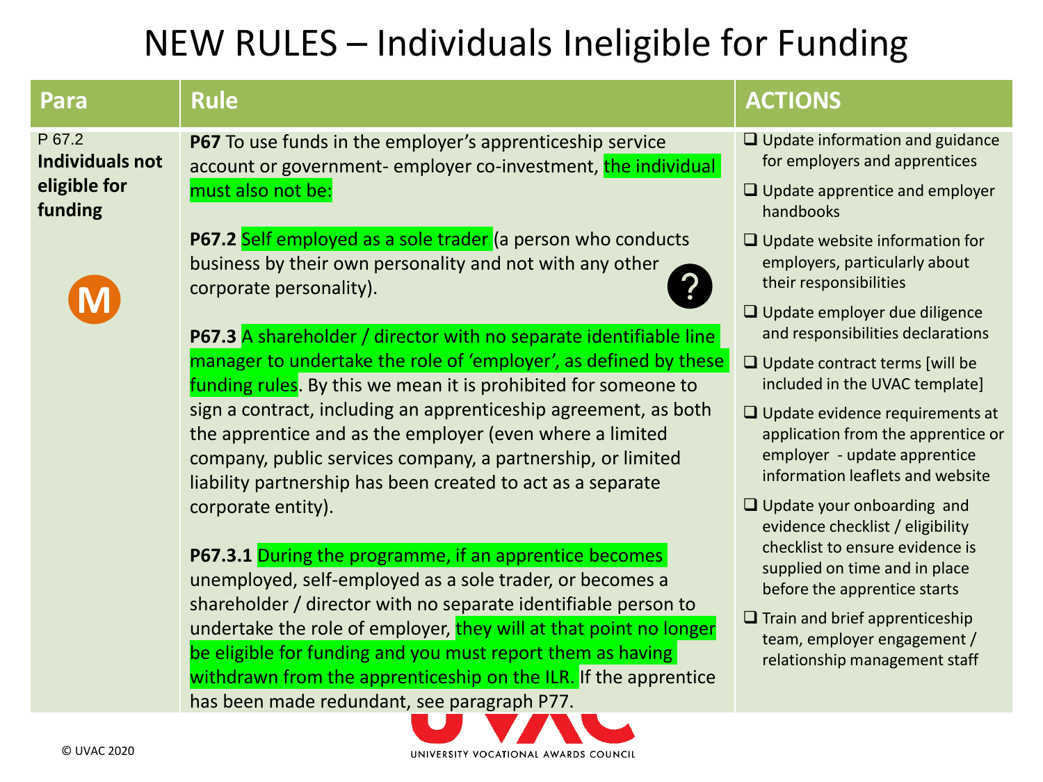# NEW RULES – Individuals Ineligible for Funding

| Para | Rule | ACTIONS |
|---|---|---|
| P 67.2 **Individuals not eligible for funding** M | **P67** To use funds in the employer's apprenticeship service account or government- employer co-investment, the individual must also not be:<br><br>**P67.2** Self employed as a sole trader (a person who conducts business by their own personality and not with any other corporate personality).<br><br>**P67.3** A shareholder / director with no separate identifiable line manager to undertake the role of 'employer', as defined by these funding rules. By this we mean it is prohibited for someone to sign a contract, including an apprenticeship agreement, as both the apprentice and as the employer (even where a limited company, public services company, a partnership, or limited liability partnership has been created to act as a separate corporate entity).<br><br>**P67.3.1** During the programme, if an apprentice becomes unemployed, self-employed as a sole trader, or becomes a shareholder / director with no separate identifiable person to undertake the role of employer, they will at that point no longer be eligible for funding and you must report them as having withdrawn from the apprenticeship on the ILR. If the apprentice has been made redundant, see paragraph P77. | ❑ Update information and guidance for employers and apprentices<br>❑ Update apprentice and employer handbooks<br>❑ Update website information for employers, particularly about their responsibilities<br>❑ Update employer due diligence and responsibilities declarations<br>❑ Update contract terms [will be included in the UVAC template]<br>❑ Update evidence requirements at application from the apprentice or employer - update apprentice information leaflets and website<br>❑ Update your onboarding and evidence checklist / eligibility checklist to ensure evidence is supplied on time and in place before the apprentice starts<br>❑ Train and brief apprenticeship team, employer engagement / relationship management staff |

© UVAC 2020

UNIVERSITY VOCATIONAL AWARDS COUNCIL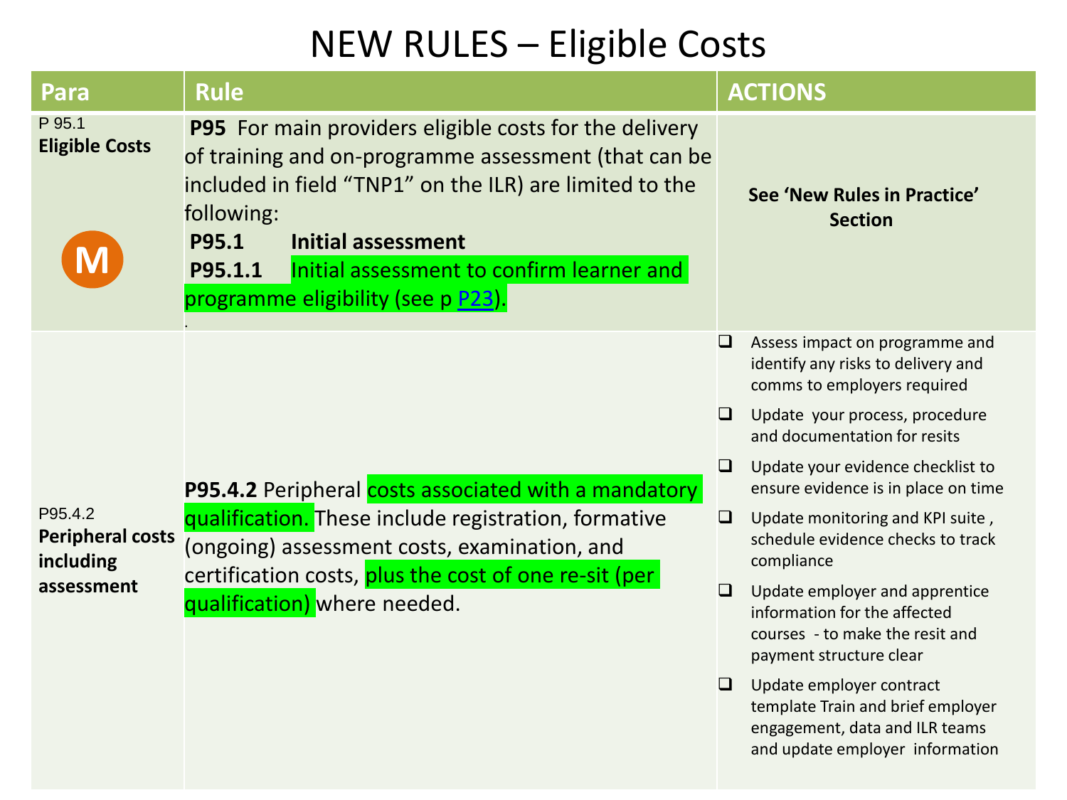# NEW RULES – Eligible Costs

| Para | Rule | ACTIONS |
|---|---|---|
| P 95.1<br>**Eligible Costs**<br>M | **P95** For main providers eligible costs for the delivery of training and on-programme assessment (that can be included in field "TNP1" on the ILR) are limited to the following:<br>**P95.1 Initial assessment**<br>**P95.1.1** Initial assessment to confirm learner and programme eligibility (see p P23).<br>. | **See 'New Rules in Practice' Section** |
| P95.4.2<br>**Peripheral costs including assessment** | **P95.4.2** Peripheral costs associated with a mandatory qualification. These include registration, formative (ongoing) assessment costs, examination, and certification costs, plus the cost of one re-sit (per qualification) where needed. | ❑ Assess impact on programme and identify any risks to delivery and comms to employers required<br>❑ Update your process, procedure and documentation for resits<br>❑ Update your evidence checklist to ensure evidence is in place on time<br>❑ Update monitoring and KPI suite , schedule evidence checks to track compliance<br>❑ Update employer and apprentice information for the affected courses - to make the resit and payment structure clear<br>❑ Update employer contract template Train and brief employer engagement, data and ILR teams and update employer information |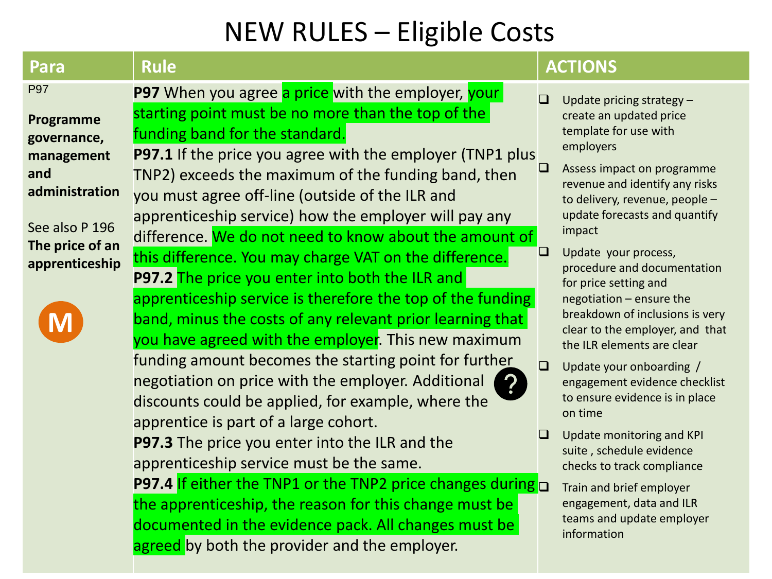# NEW RULES – Eligible Costs

| Para | Rule | ACTIONS |
|---|---|---|
| P97<br><br>**Programme governance, management and administration**<br><br>See also P 196 **The price of an apprenticeship**<br><br>M | **P97** When you agree a price with the employer, your starting point must be no more than the top of the funding band for the standard.<br>**P97.1** If the price you agree with the employer (TNP1 plus TNP2) exceeds the maximum of the funding band, then you must agree off-line (outside of the ILR and apprenticeship service) how the employer will pay any difference. We do not need to know about the amount of this difference. You may charge VAT on the difference.<br>**P97.2** The price you enter into both the ILR and apprenticeship service is therefore the top of the funding band, minus the costs of any relevant prior learning that you have agreed with the employer. This new maximum funding amount becomes the starting point for further negotiation on price with the employer. Additional discounts could be applied, for example, where the apprentice is part of a large cohort. ?<br>**P97.3** The price you enter into the ILR and the apprenticeship service must be the same.<br>**P97.4** If either the TNP1 or the TNP2 price changes during the apprenticeship, the reason for this change must be documented in the evidence pack. All changes must be agreed by both the provider and the employer. | ❑ Update pricing strategy – create an updated price template for use with employers<br>❑ Assess impact on programme revenue and identify any risks to delivery, revenue, people – update forecasts and quantify impact<br>❑ Update your process, procedure and documentation for price setting and negotiation – ensure the breakdown of inclusions is very clear to the employer, and that the ILR elements are clear<br>❑ Update your onboarding / engagement evidence checklist to ensure evidence is in place on time<br>❑ Update monitoring and KPI suite , schedule evidence checks to track compliance<br>❑ Train and brief employer engagement, data and ILR teams and update employer information |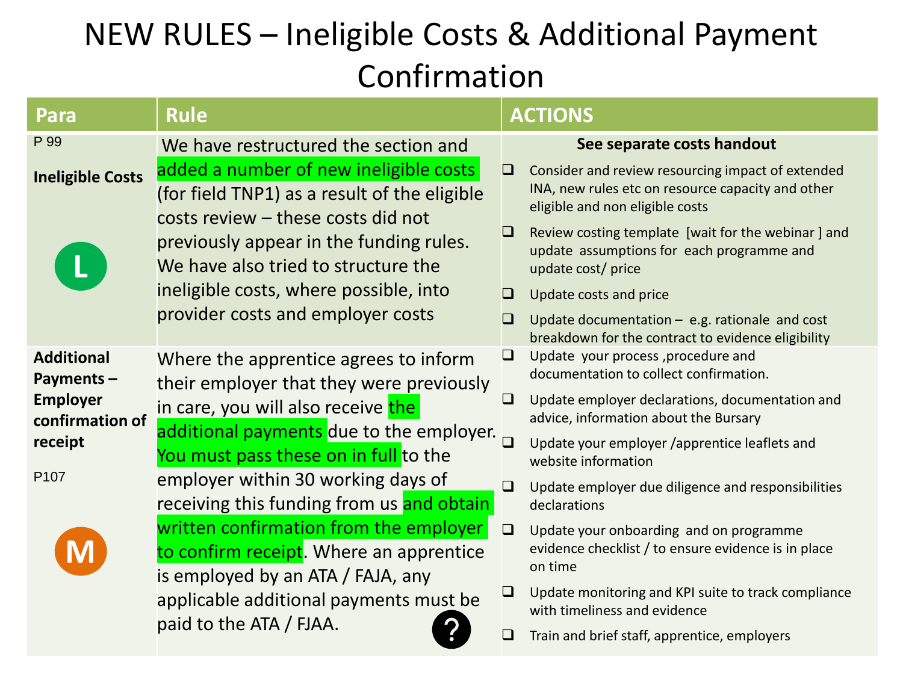# NEW RULES – Ineligible Costs & Additional Payment Confirmation

| Para | Rule | ACTIONS |
|---|---|---|
| P 99<br>**Ineligible Costs**<br>L | We have restructured the section and added a number of new ineligible costs (for field TNP1) as a result of the eligible costs review – these costs did not previously appear in the funding rules. We have also tried to structure the ineligible costs, where possible, into provider costs and employer costs | **See separate costs handout**<br>❑ Consider and review resourcing impact of extended INA, new rules etc on resource capacity and other eligible and non eligible costs<br>❑ Review costing template [wait for the webinar ] and update assumptions for each programme and update cost/ price<br>❑ Update costs and price<br>❑ Update documentation – e.g. rationale and cost breakdown for the contract to evidence eligibility |
| **Additional Payments – Employer confirmation of receipt**<br>P107<br>M | Where the apprentice agrees to inform their employer that they were previously in care, you will also receive the additional payments due to the employer. You must pass these on in full to the employer within 30 working days of receiving this funding from us and obtain written confirmation from the employer to confirm receipt. Where an apprentice is employed by an ATA / FAJA, any applicable additional payments must be paid to the ATA / FJAA. ? | ❑ Update your process ,procedure and documentation to collect confirmation.<br>❑ Update employer declarations, documentation and advice, information about the Bursary<br>❑ Update your employer /apprentice leaflets and website information<br>❑ Update employer due diligence and responsibilities declarations<br>❑ Update your onboarding and on programme evidence checklist / to ensure evidence is in place on time<br>❑ Update monitoring and KPI suite to track compliance with timeliness and evidence<br>❑ Train and brief staff, apprentice, employers |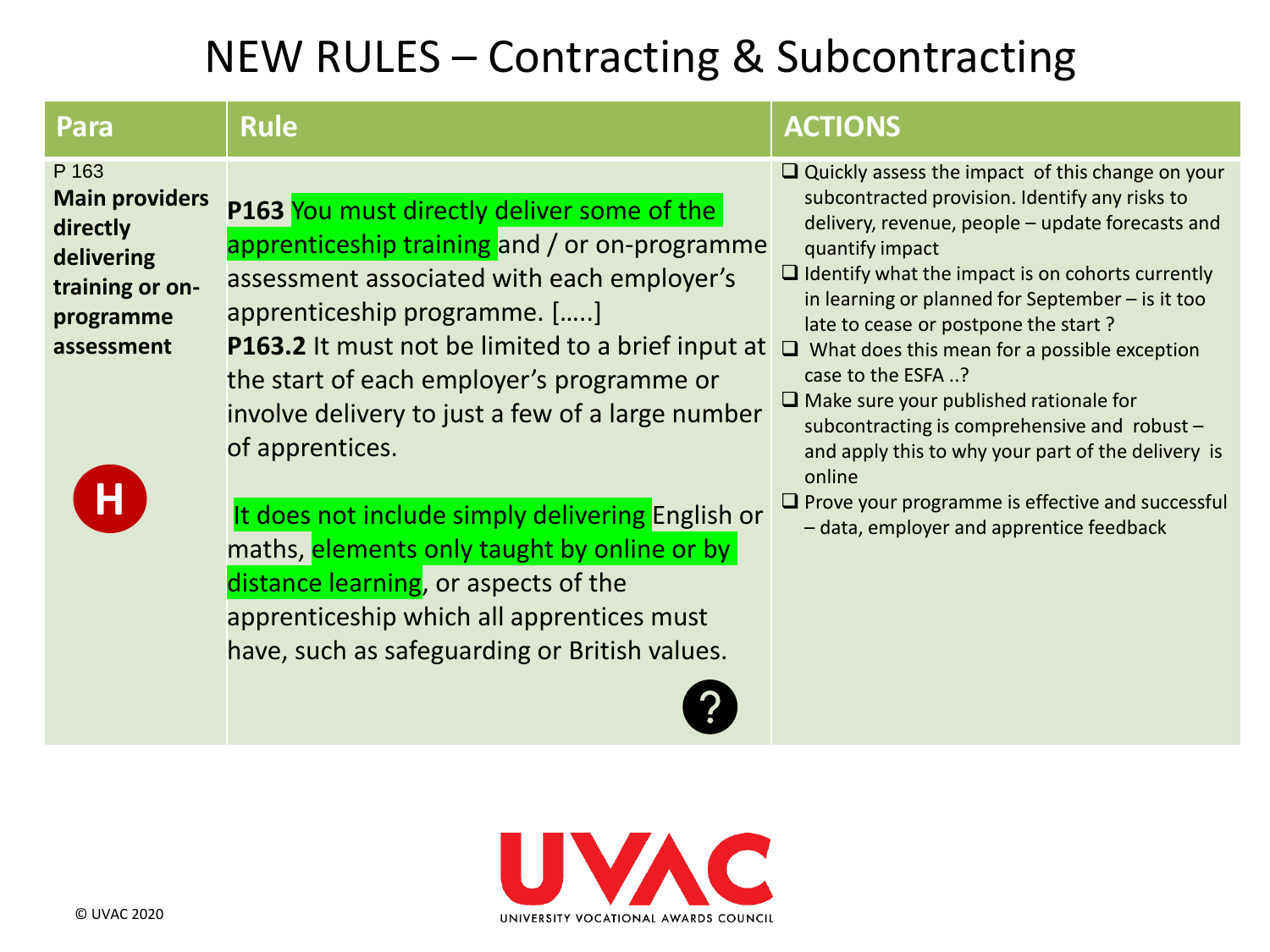# NEW RULES – Contracting & Subcontracting

| Para | Rule | ACTIONS |
| --- | --- | --- |
| P 163<br>**Main providers directly delivering training or on-programme assessment**<br>H | **P163** You must directly deliver some of the apprenticeship training and / or on-programme assessment associated with each employer's apprenticeship programme. [.....]<br>**P163.2** It must not be limited to a brief input at the start of each employer's programme or involve delivery to just a few of a large number of apprentices.<br><br>It does not include simply delivering English or maths, elements only taught by online or by distance learning, or aspects of the apprenticeship which all apprentices must have, such as safeguarding or British values.<br>? | ❑ Quickly assess the impact of this change on your subcontracted provision. Identify any risks to delivery, revenue, people – update forecasts and quantify impact<br>❑ Identify what the impact is on cohorts currently in learning or planned for September – is it too late to cease or postpone the start ?<br>❑ What does this mean for a possible exception case to the ESFA ..?<br>❑ Make sure your published rationale for subcontracting is comprehensive and robust – and apply this to why your part of the delivery is online<br>❑ Prove your programme is effective and successful – data, employer and apprentice feedback |

© UVAC 2020

UVAC
UNIVERSITY VOCATIONAL AWARDS COUNCIL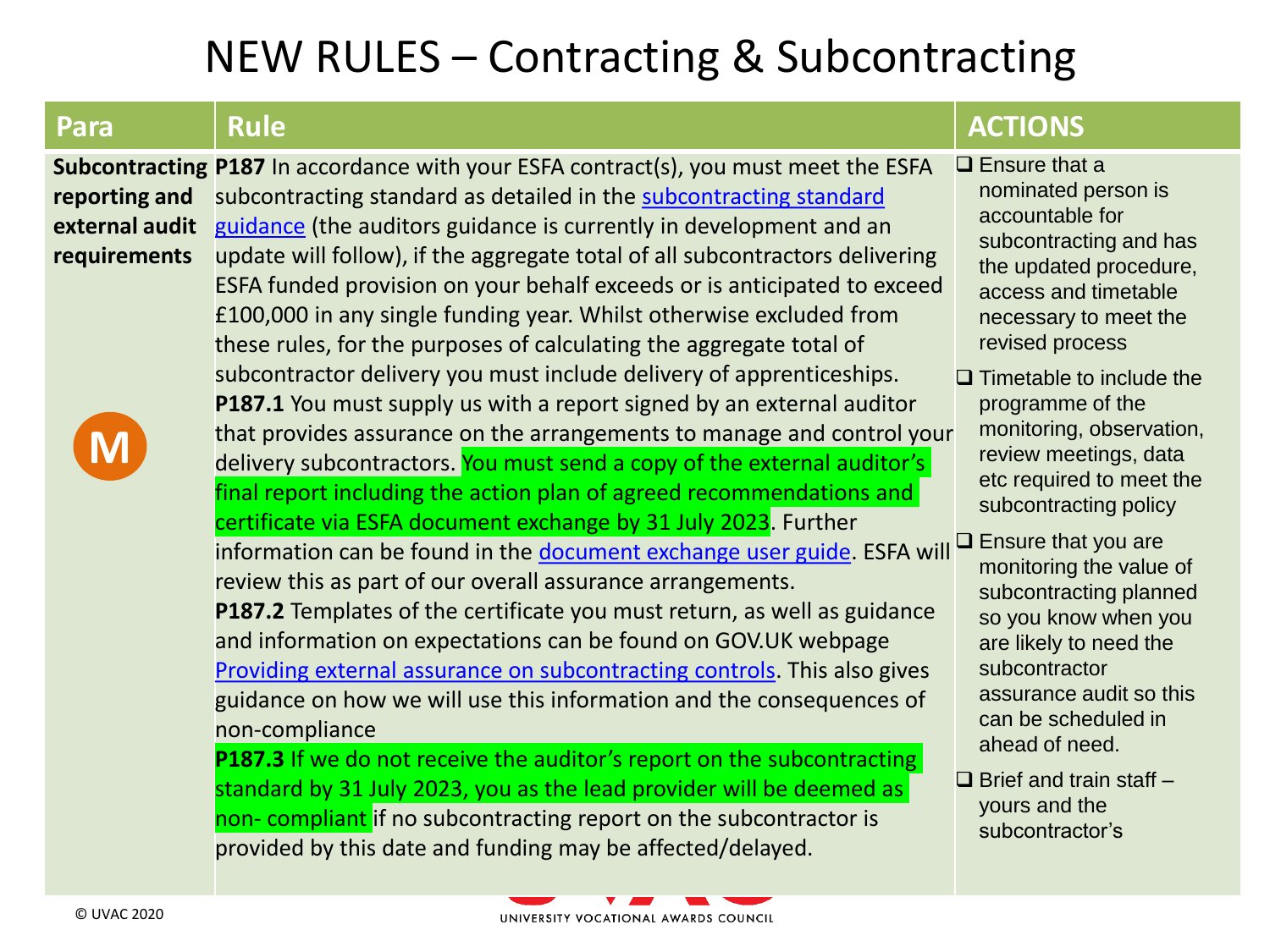# NEW RULES – Contracting & Subcontracting

| Para | Rule | ACTIONS |
| --- | --- | --- |
| **Subcontracting reporting and external audit requirements**<br><br>M | **P187** In accordance with your ESFA contract(s), you must meet the ESFA subcontracting standard as detailed in the subcontracting standard guidance (the auditors guidance is currently in development and an update will follow), if the aggregate total of all subcontractors delivering ESFA funded provision on your behalf exceeds or is anticipated to exceed £100,000 in any single funding year. Whilst otherwise excluded from these rules, for the purposes of calculating the aggregate total of subcontractor delivery you must include delivery of apprenticeships.<br>**P187.1** You must supply us with a report signed by an external auditor that provides assurance on the arrangements to manage and control your delivery subcontractors. You must send a copy of the external auditor's final report including the action plan of agreed recommendations and certificate via ESFA document exchange by 31 July 2023. Further information can be found in the document exchange user guide. ESFA will review this as part of our overall assurance arrangements.<br>**P187.2** Templates of the certificate you must return, as well as guidance and information on expectations can be found on GOV.UK webpage Providing external assurance on subcontracting controls. This also gives guidance on how we will use this information and the consequences of non-compliance<br>**P187.3** If we do not receive the auditor's report on the subcontracting standard by 31 July 2023, you as the lead provider will be deemed as non- compliant if no subcontracting report on the subcontractor is provided by this date and funding may be affected/delayed. | ❑ Ensure that a nominated person is accountable for subcontracting and has the updated procedure, access and timetable necessary to meet the revised process<br>❑ Timetable to include the programme of the monitoring, observation, review meetings, data etc required to meet the subcontracting policy<br>❑ Ensure that you are monitoring the value of subcontracting planned so you know when you are likely to need the subcontractor assurance audit so this can be scheduled in ahead of need.<br>❑ Brief and train staff – yours and the subcontractor's |

© UVAC 2020

UNIVERSITY VOCATIONAL AWARDS COUNCIL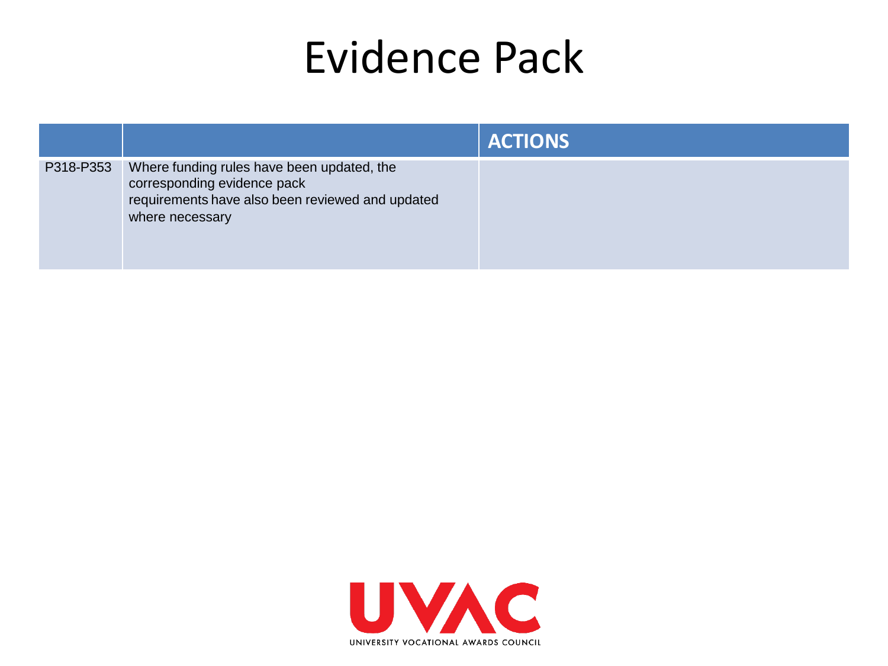# Evidence Pack

| | | ACTIONS |
|---|---|---|
| P318-P353 | Where funding rules have been updated, the corresponding evidence pack requirements have also been reviewed and updated where necessary | |

UVAC

UNIVERSITY VOCATIONAL AWARDS COUNCIL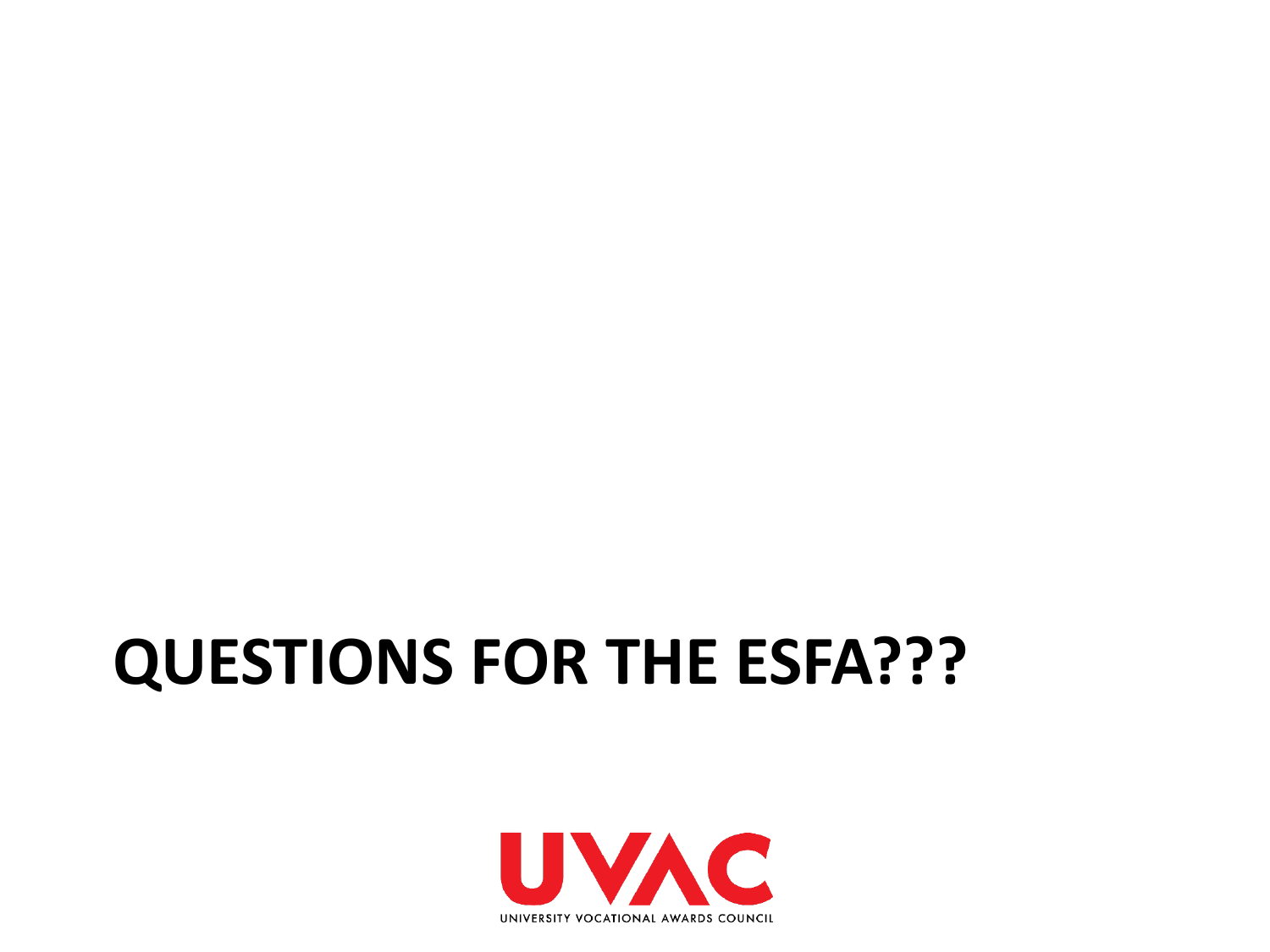# QUESTIONS FOR THE ESFA???

UVAC

UNIVERSITY VOCATIONAL AWARDS COUNCIL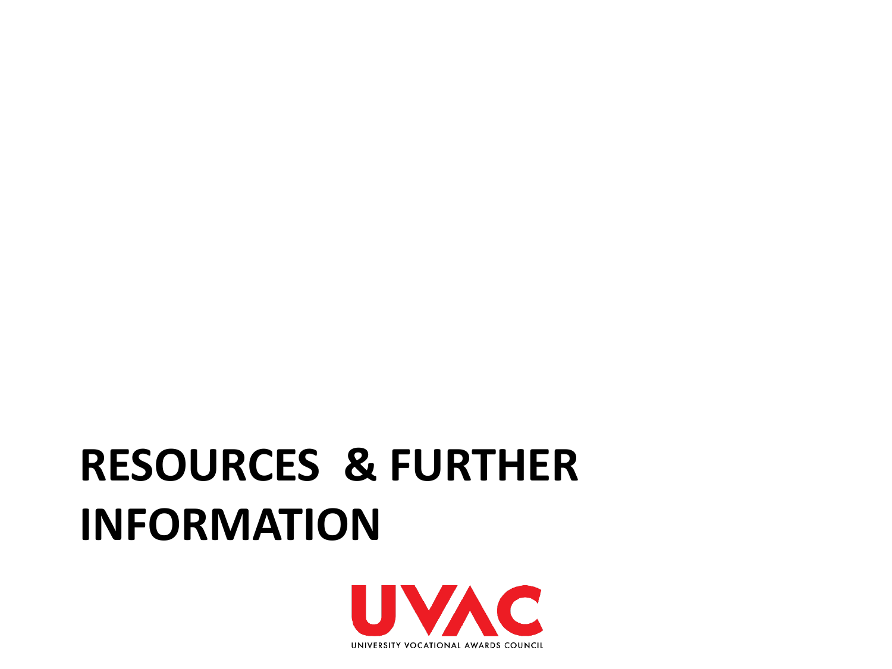# RESOURCES & FURTHER INFORMATION

UVAC

UNIVERSITY VOCATIONAL AWARDS COUNCIL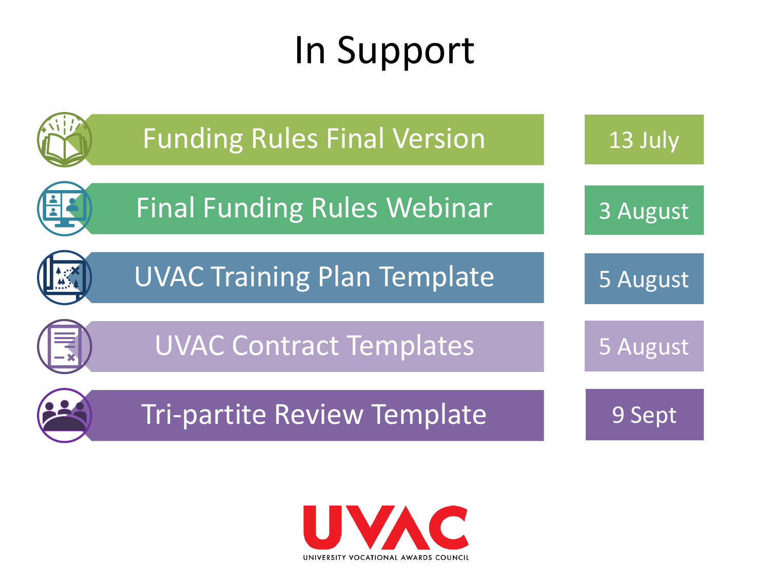# In Support

| | |
|---|---|
| Funding Rules Final Version | 13 July |
| Final Funding Rules Webinar | 3 August |
| UVAC Training Plan Template | 5 August |
| UVAC Contract Templates | 5 August |
| Tri-partite Review Template | 9 Sept |

UVAC

UNIVERSITY VOCATIONAL AWARDS COUNCIL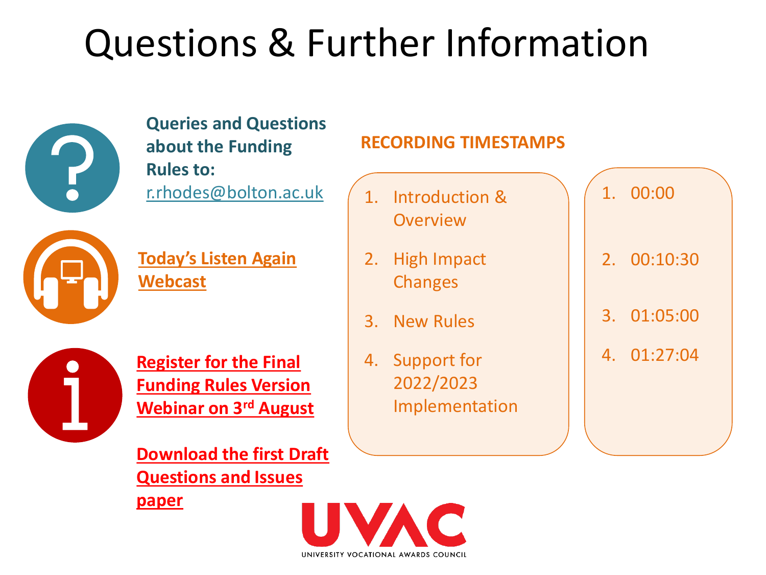# Questions & Further Information

**Queries and Questions about the Funding Rules to:**
r.rhodes@bolton.ac.uk

**Today's Listen Again Webcast**

**Register for the Final Funding Rules Version Webinar on 3rd August**

**Download the first Draft Questions and Issues paper**

**RECORDING TIMESTAMPS**

| | |
|---|---|
| 1. Introduction & Overview | 1. 00:00 |
| 2. High Impact Changes | 2. 00:10:30 |
| 3. New Rules | 3. 01:05:00 |
| 4. Support for 2022/2023 Implementation | 4. 01:27:04 |

UVAC
UNIVERSITY VOCATIONAL AWARDS COUNCIL